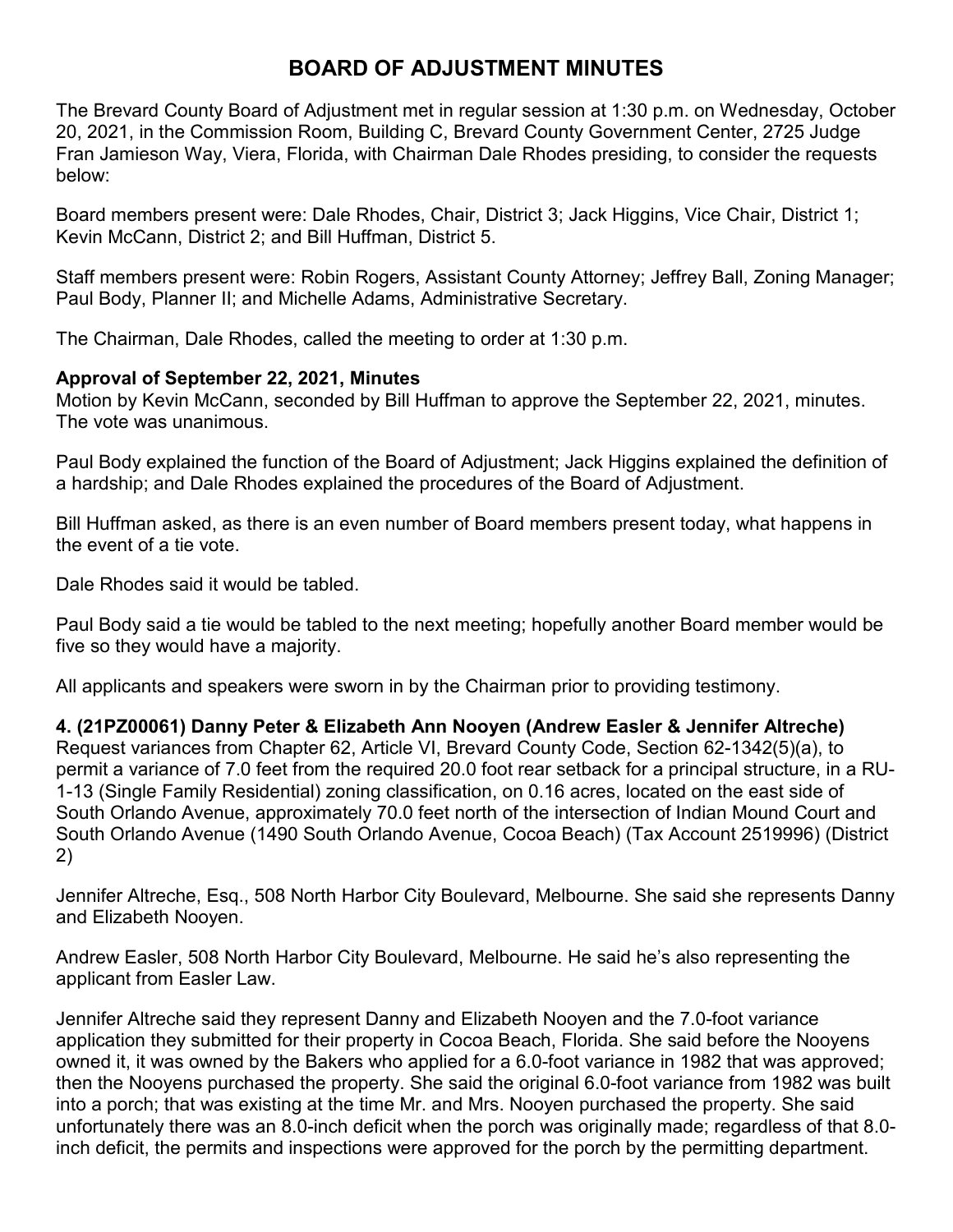# BOARD OF ADJUSTMENT MINUTES

The Brevard County Board of Adjustment met in regular session at 1:30 p.m. on Wednesday, October 20, 2021, in the Commission Room, Building C, Brevard County Government Center, 2725 Judge Fran Jamieson Way, Viera, Florida, with Chairman Dale Rhodes presiding, to consider the requests below:

Board members present were: Dale Rhodes, Chair, District 3; Jack Higgins, Vice Chair, District 1; Kevin McCann, District 2; and Bill Huffman, District 5.

Staff members present were: Robin Rogers, Assistant County Attorney; Jeffrey Ball, Zoning Manager; Paul Body, Planner II; and Michelle Adams, Administrative Secretary.

The Chairman, Dale Rhodes, called the meeting to order at 1:30 p.m.

**Approval of September 22, 2021, Minutes**

Motion by Kevin McCann, seconded by Bill Huffman to approve the September 22, 2021, minutes. The vote was unanimous.

Paul Body explained the function of the Board of Adjustment; Jack Higgins explained the definition of a hardship; and Dale Rhodes explained the procedures of the Board of Adjustment.

Bill Huffman asked, as there is an even number of Board members present today, what happens in the event of a tie vote.

Dale Rhodes said it would be tabled.

Paul Body said a tie would be tabled to the next meeting; hopefully another Board member would be five so they would have a majority.

All applicants and speakers were sworn in by the Chairman prior to providing testimony.

**4. (21PZ00061) Danny Peter & Elizabeth Ann Nooyen (Andrew Easler & Jennifer Altreche)**

Request variances from Chapter 62, Article VI, Brevard County Code, Section 62-1342(5)(a), to permit a variance of 7.0 feet from the required 20.0 foot rear setback for a principal structure, in a RU-1-13 (Single Family Residential) zoning classification, on 0.16 acres, located on the east side of South Orlando Avenue, approximately 70.0 feet north of the intersection of Indian Mound Court and South Orlando Avenue (1490 South Orlando Avenue, Cocoa Beach) (Tax Account 2519996) (District 2)

Jennifer Altreche, Esq., 508 North Harbor City Boulevard, Melbourne. She said she represents Danny and Elizabeth Nooyen.

Andrew Easler, 508 North Harbor City Boulevard, Melbourne. He said he's also representing the applicant from Easler Law.

Jennifer Altreche said they represent Danny and Elizabeth Nooyen and the 7.0-foot variance application they submitted for their property in Cocoa Beach, Florida. She said before the Nooyens owned it, it was owned by the Bakers who applied for a 6.0-foot variance in 1982 that was approved; then the Nooyens purchased the property. She said the original 6.0-foot variance from 1982 was built into a porch; that was existing at the time Mr. and Mrs. Nooyen purchased the property. She said unfortunately there was an 8.0-inch deficit when the porch was originally made; regardless of that 8.0-inch deficit, the permits and inspections were approved for the porch by the permitting department.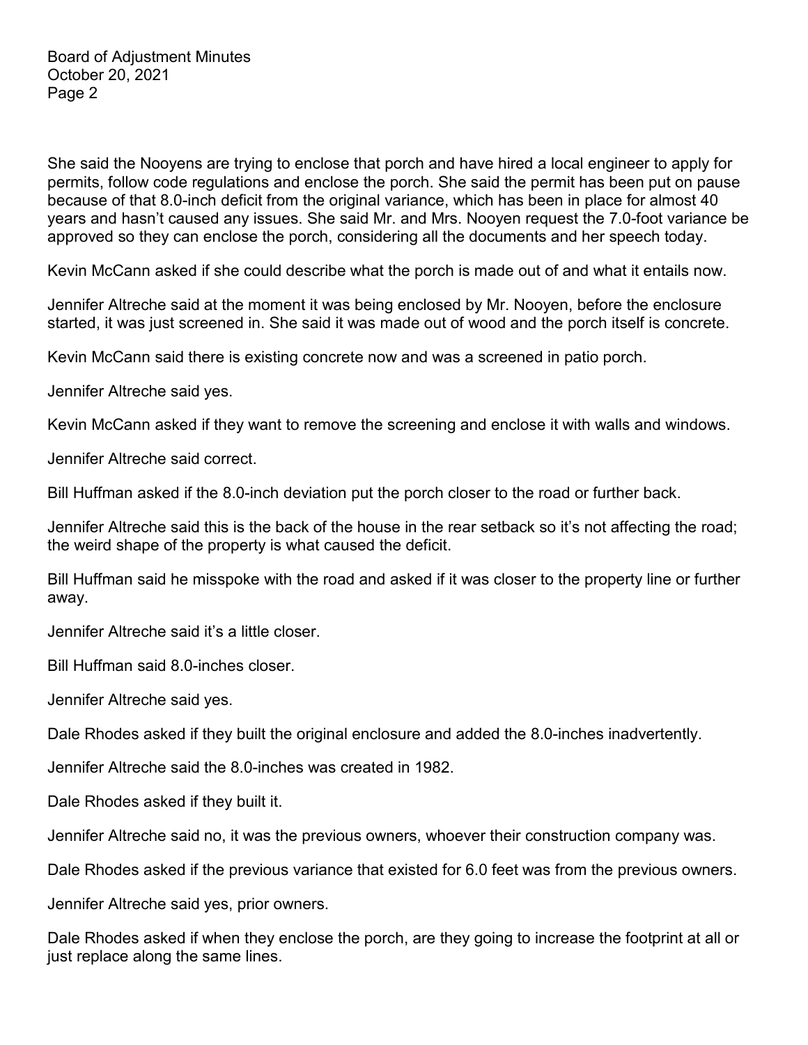She said the Nooyens are trying to enclose that porch and have hired a local engineer to apply for permits, follow code regulations and enclose the porch. She said the permit has been put on pause because of that 8.0-inch deficit from the original variance, which has been in place for almost 40 years and hasn't caused any issues. She said Mr. and Mrs. Nooyen request the 7.0-foot variance be approved so they can enclose the porch, considering all the documents and her speech today.

Kevin McCann asked if she could describe what the porch is made out of and what it entails now.

Jennifer Altreche said at the moment it was being enclosed by Mr. Nooyen, before the enclosure started, it was just screened in. She said it was made out of wood and the porch itself is concrete.

Kevin McCann said there is existing concrete now and was a screened in patio porch.

Jennifer Altreche said yes.

Kevin McCann asked if they want to remove the screening and enclose it with walls and windows.

Jennifer Altreche said correct.

Bill Huffman asked if the 8.0-inch deviation put the porch closer to the road or further back.

Jennifer Altreche said this is the back of the house in the rear setback so it's not affecting the road; the weird shape of the property is what caused the deficit.

Bill Huffman said he misspoke with the road and asked if it was closer to the property line or further away.

Jennifer Altreche said it's a little closer.

Bill Huffman said 8.0-inches closer.

Jennifer Altreche said yes.

Dale Rhodes asked if they built the original enclosure and added the 8.0-inches inadvertently.

Jennifer Altreche said the 8.0-inches was created in 1982.

Dale Rhodes asked if they built it.

Jennifer Altreche said no, it was the previous owners, whoever their construction company was.

Dale Rhodes asked if the previous variance that existed for 6.0 feet was from the previous owners.

Jennifer Altreche said yes, prior owners.

Dale Rhodes asked if when they enclose the porch, are they going to increase the footprint at all or just replace along the same lines.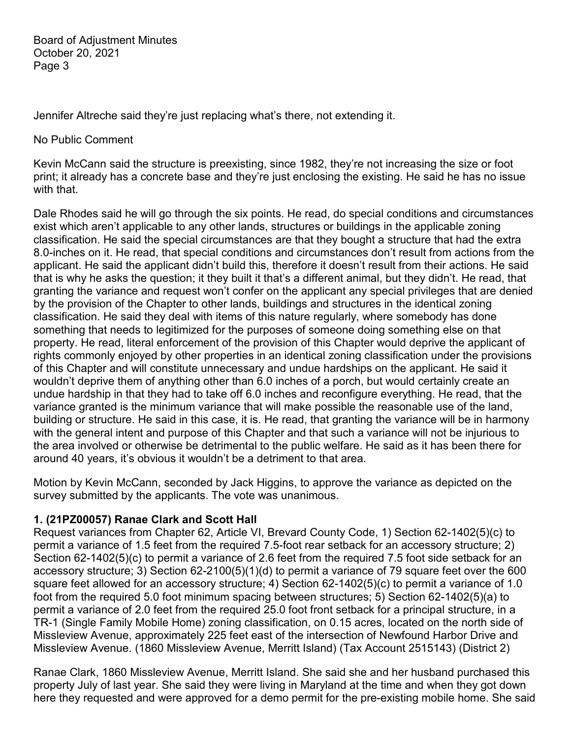Jennifer Altreche said they're just replacing what's there, not extending it.

No Public Comment

Kevin McCann said the structure is preexisting, since 1982, they're not increasing the size or foot print; it already has a concrete base and they're just enclosing the existing. He said he has no issue with that.

Dale Rhodes said he will go through the six points. He read, do special conditions and circumstances exist which aren't applicable to any other lands, structures or buildings in the applicable zoning classification. He said the special circumstances are that they bought a structure that had the extra 8.0-inches on it. He read, that special conditions and circumstances don't result from actions from the applicant. He said the applicant didn't build this, therefore it doesn't result from their actions. He said that is why he asks the question; it they built it that's a different animal, but they didn't. He read, that granting the variance and request won't confer on the applicant any special privileges that are denied by the provision of the Chapter to other lands, buildings and structures in the identical zoning classification. He said they deal with items of this nature regularly, where somebody has done something that needs to legitimized for the purposes of someone doing something else on that property. He read, literal enforcement of the provision of this Chapter would deprive the applicant of rights commonly enjoyed by other properties in an identical zoning classification under the provisions of this Chapter and will constitute unnecessary and undue hardships on the applicant. He said it wouldn't deprive them of anything other than 6.0 inches of a porch, but would certainly create an undue hardship in that they had to take off 6.0 inches and reconfigure everything. He read, that the variance granted is the minimum variance that will make possible the reasonable use of the land, building or structure. He said in this case, it is. He read, that granting the variance will be in harmony with the general intent and purpose of this Chapter and that such a variance will not be injurious to the area involved or otherwise be detrimental to the public welfare. He said as it has been there for around 40 years, it's obvious it wouldn't be a detriment to that area.

Motion by Kevin McCann, seconded by Jack Higgins, to approve the variance as depicted on the survey submitted by the applicants. The vote was unanimous.

**1. (21PZ00057) Ranae Clark and Scott Hall**

Request variances from Chapter 62, Article VI, Brevard County Code, 1) Section 62-1402(5)(c) to permit a variance of 1.5 feet from the required 7.5-foot rear setback for an accessory structure; 2) Section 62-1402(5)(c) to permit a variance of 2.6 feet from the required 7.5 foot side setback for an accessory structure; 3) Section 62-2100(5)(1)(d) to permit a variance of 79 square feet over the 600 square feet allowed for an accessory structure; 4) Section 62-1402(5)(c) to permit a variance of 1.0 foot from the required 5.0 foot minimum spacing between structures; 5) Section 62-1402(5)(a) to permit a variance of 2.0 feet from the required 25.0 foot front setback for a principal structure, in a TR-1 (Single Family Mobile Home) zoning classification, on 0.15 acres, located on the north side of Missleview Avenue, approximately 225 feet east of the intersection of Newfound Harbor Drive and Missleview Avenue. (1860 Missleview Avenue, Merritt Island) (Tax Account 2515143) (District 2)

Ranae Clark, 1860 Missleview Avenue, Merritt Island. She said she and her husband purchased this property July of last year. She said they were living in Maryland at the time and when they got down here they requested and were approved for a demo permit for the pre-existing mobile home. She said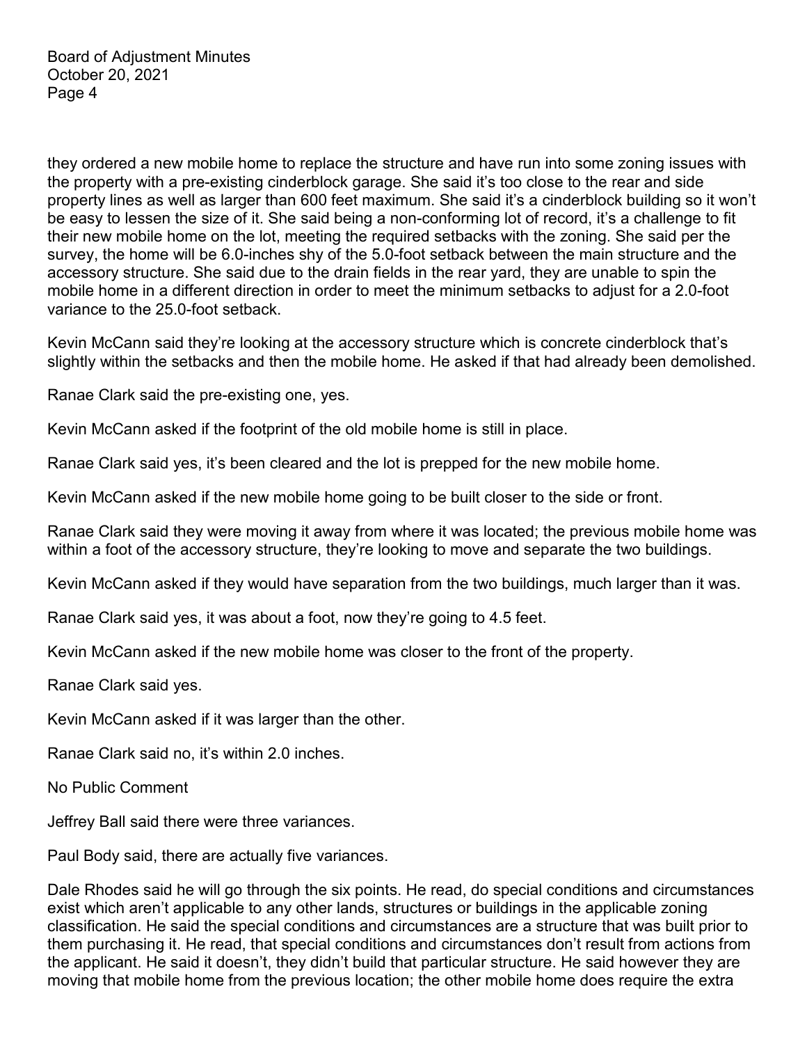they ordered a new mobile home to replace the structure and have run into some zoning issues with the property with a pre-existing cinderblock garage. She said it's too close to the rear and side property lines as well as larger than 600 feet maximum. She said it's a cinderblock building so it won't be easy to lessen the size of it. She said being a non-conforming lot of record, it's a challenge to fit their new mobile home on the lot, meeting the required setbacks with the zoning. She said per the survey, the home will be 6.0-inches shy of the 5.0-foot setback between the main structure and the accessory structure. She said due to the drain fields in the rear yard, they are unable to spin the mobile home in a different direction in order to meet the minimum setbacks to adjust for a 2.0-foot variance to the 25.0-foot setback.

Kevin McCann said they're looking at the accessory structure which is concrete cinderblock that's slightly within the setbacks and then the mobile home. He asked if that had already been demolished.

Ranae Clark said the pre-existing one, yes.

Kevin McCann asked if the footprint of the old mobile home is still in place.

Ranae Clark said yes, it's been cleared and the lot is prepped for the new mobile home.

Kevin McCann asked if the new mobile home going to be built closer to the side or front.

Ranae Clark said they were moving it away from where it was located; the previous mobile home was within a foot of the accessory structure, they're looking to move and separate the two buildings.

Kevin McCann asked if they would have separation from the two buildings, much larger than it was.

Ranae Clark said yes, it was about a foot, now they're going to 4.5 feet.

Kevin McCann asked if the new mobile home was closer to the front of the property.

Ranae Clark said yes.

Kevin McCann asked if it was larger than the other.

Ranae Clark said no, it's within 2.0 inches.

No Public Comment

Jeffrey Ball said there were three variances.

Paul Body said, there are actually five variances.

Dale Rhodes said he will go through the six points. He read, do special conditions and circumstances exist which aren't applicable to any other lands, structures or buildings in the applicable zoning classification. He said the special conditions and circumstances are a structure that was built prior to them purchasing it. He read, that special conditions and circumstances don't result from actions from the applicant. He said it doesn't, they didn't build that particular structure. He said however they are moving that mobile home from the previous location; the other mobile home does require the extra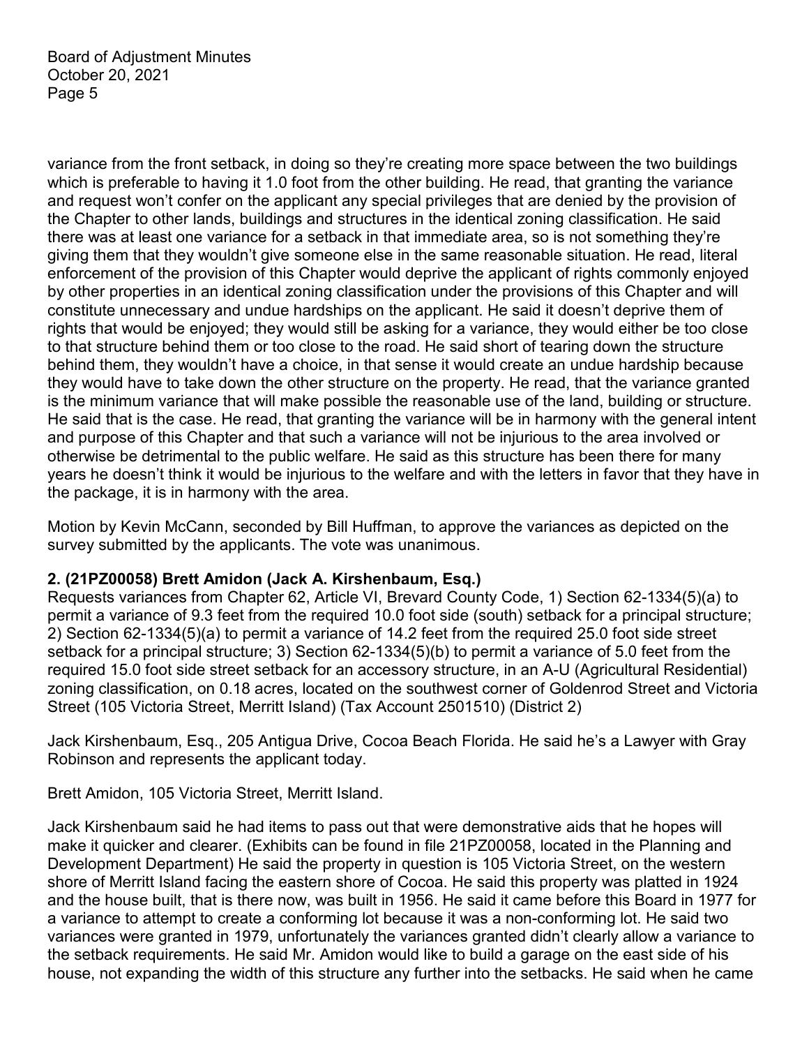variance from the front setback, in doing so they're creating more space between the two buildings which is preferable to having it 1.0 foot from the other building. He read, that granting the variance and request won't confer on the applicant any special privileges that are denied by the provision of the Chapter to other lands, buildings and structures in the identical zoning classification. He said there was at least one variance for a setback in that immediate area, so is not something they're giving them that they wouldn't give someone else in the same reasonable situation. He read, literal enforcement of the provision of this Chapter would deprive the applicant of rights commonly enjoyed by other properties in an identical zoning classification under the provisions of this Chapter and will constitute unnecessary and undue hardships on the applicant. He said it doesn't deprive them of rights that would be enjoyed; they would still be asking for a variance, they would either be too close to that structure behind them or too close to the road. He said short of tearing down the structure behind them, they wouldn't have a choice, in that sense it would create an undue hardship because they would have to take down the other structure on the property. He read, that the variance granted is the minimum variance that will make possible the reasonable use of the land, building or structure. He said that is the case. He read, that granting the variance will be in harmony with the general intent and purpose of this Chapter and that such a variance will not be injurious to the area involved or otherwise be detrimental to the public welfare. He said as this structure has been there for many years he doesn't think it would be injurious to the welfare and with the letters in favor that they have in the package, it is in harmony with the area.

Motion by Kevin McCann, seconded by Bill Huffman, to approve the variances as depicted on the survey submitted by the applicants. The vote was unanimous.

**2. (21PZ00058) Brett Amidon (Jack A. Kirshenbaum, Esq.)**

Requests variances from Chapter 62, Article VI, Brevard County Code, 1) Section 62-1334(5)(a) to permit a variance of 9.3 feet from the required 10.0 foot side (south) setback for a principal structure; 2) Section 62-1334(5)(a) to permit a variance of 14.2 feet from the required 25.0 foot side street setback for a principal structure; 3) Section 62-1334(5)(b) to permit a variance of 5.0 feet from the required 15.0 foot side street setback for an accessory structure, in an A-U (Agricultural Residential) zoning classification, on 0.18 acres, located on the southwest corner of Goldenrod Street and Victoria Street (105 Victoria Street, Merritt Island) (Tax Account 2501510) (District 2)

Jack Kirshenbaum, Esq., 205 Antigua Drive, Cocoa Beach Florida. He said he's a Lawyer with Gray Robinson and represents the applicant today.

Brett Amidon, 105 Victoria Street, Merritt Island.

Jack Kirshenbaum said he had items to pass out that were demonstrative aids that he hopes will make it quicker and clearer. (Exhibits can be found in file 21PZ00058, located in the Planning and Development Department) He said the property in question is 105 Victoria Street, on the western shore of Merritt Island facing the eastern shore of Cocoa. He said this property was platted in 1924 and the house built, that is there now, was built in 1956. He said it came before this Board in 1977 for a variance to attempt to create a conforming lot because it was a non-conforming lot. He said two variances were granted in 1979, unfortunately the variances granted didn't clearly allow a variance to the setback requirements. He said Mr. Amidon would like to build a garage on the east side of his house, not expanding the width of this structure any further into the setbacks. He said when he came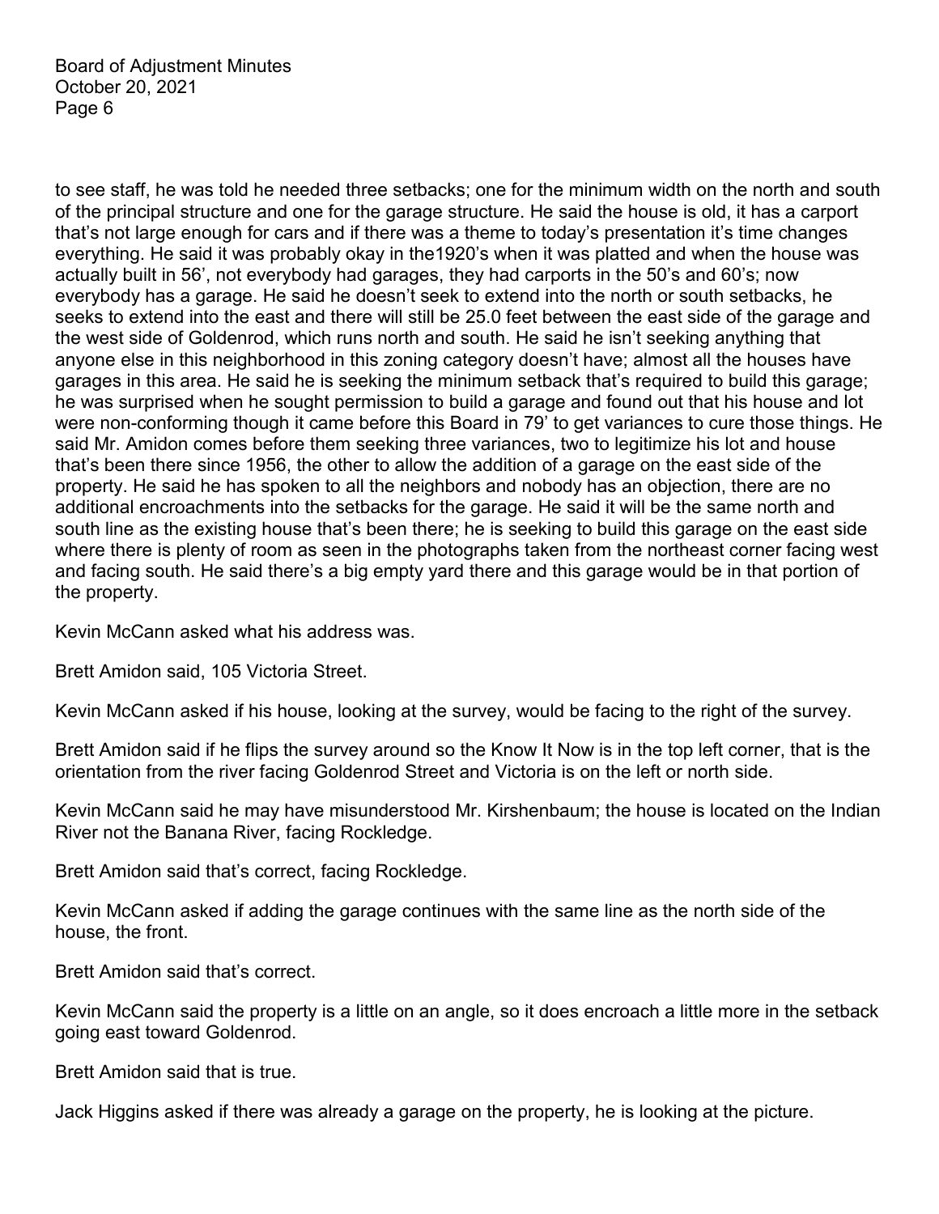to see staff, he was told he needed three setbacks; one for the minimum width on the north and south of the principal structure and one for the garage structure. He said the house is old, it has a carport that's not large enough for cars and if there was a theme to today's presentation it's time changes everything. He said it was probably okay in the1920's when it was platted and when the house was actually built in 56', not everybody had garages, they had carports in the 50's and 60's; now everybody has a garage. He said he doesn't seek to extend into the north or south setbacks, he seeks to extend into the east and there will still be 25.0 feet between the east side of the garage and the west side of Goldenrod, which runs north and south. He said he isn't seeking anything that anyone else in this neighborhood in this zoning category doesn't have; almost all the houses have garages in this area. He said he is seeking the minimum setback that's required to build this garage; he was surprised when he sought permission to build a garage and found out that his house and lot were non-conforming though it came before this Board in 79' to get variances to cure those things. He said Mr. Amidon comes before them seeking three variances, two to legitimize his lot and house that's been there since 1956, the other to allow the addition of a garage on the east side of the property. He said he has spoken to all the neighbors and nobody has an objection, there are no additional encroachments into the setbacks for the garage. He said it will be the same north and south line as the existing house that's been there; he is seeking to build this garage on the east side where there is plenty of room as seen in the photographs taken from the northeast corner facing west and facing south. He said there's a big empty yard there and this garage would be in that portion of the property.

Kevin McCann asked what his address was.

Brett Amidon said, 105 Victoria Street.

Kevin McCann asked if his house, looking at the survey, would be facing to the right of the survey.

Brett Amidon said if he flips the survey around so the Know It Now is in the top left corner, that is the orientation from the river facing Goldenrod Street and Victoria is on the left or north side.

Kevin McCann said he may have misunderstood Mr. Kirshenbaum; the house is located on the Indian River not the Banana River, facing Rockledge.

Brett Amidon said that's correct, facing Rockledge.

Kevin McCann asked if adding the garage continues with the same line as the north side of the house, the front.

Brett Amidon said that's correct.

Kevin McCann said the property is a little on an angle, so it does encroach a little more in the setback going east toward Goldenrod.

Brett Amidon said that is true.

Jack Higgins asked if there was already a garage on the property, he is looking at the picture.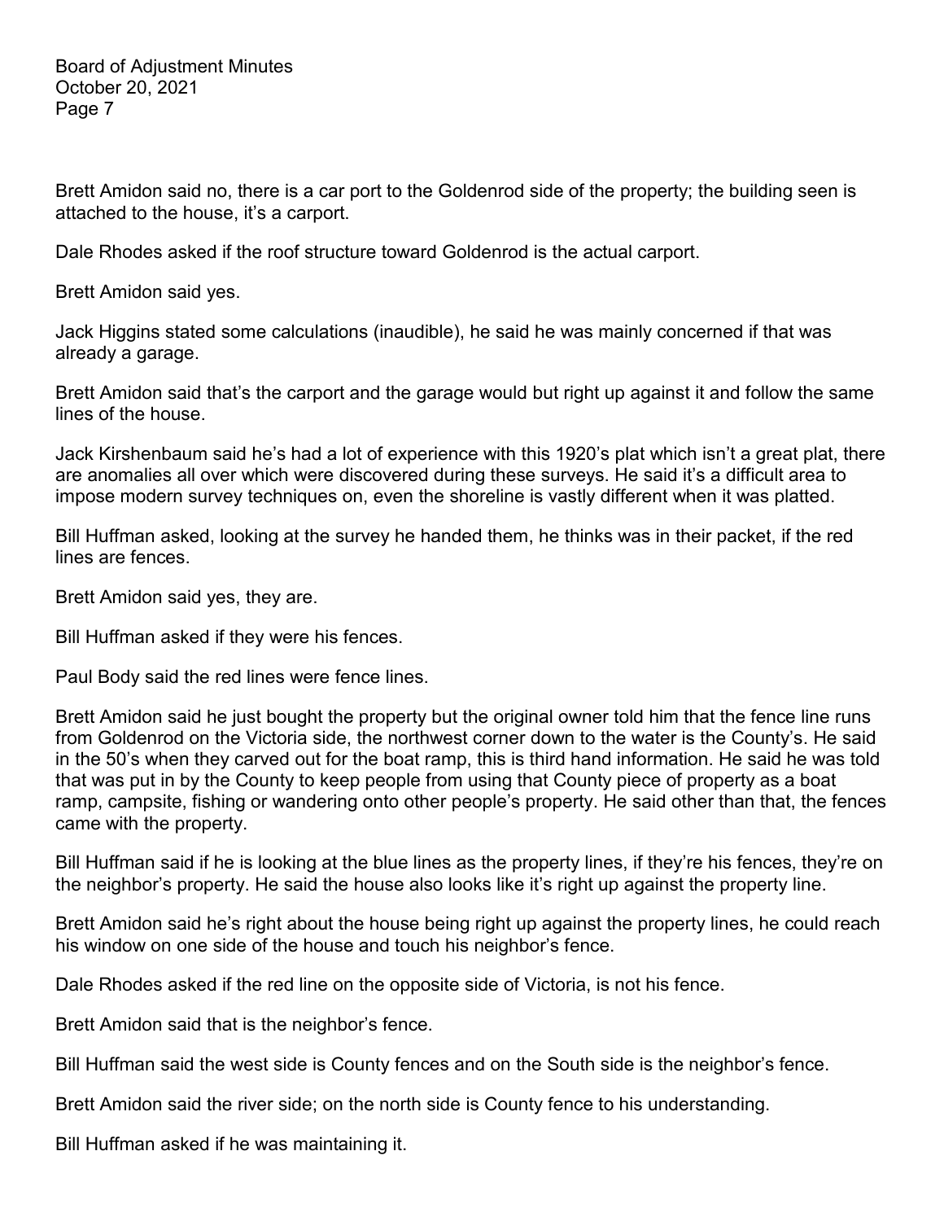Brett Amidon said no, there is a car port to the Goldenrod side of the property; the building seen is attached to the house, it's a carport.

Dale Rhodes asked if the roof structure toward Goldenrod is the actual carport.

Brett Amidon said yes.

Jack Higgins stated some calculations (inaudible), he said he was mainly concerned if that was already a garage.

Brett Amidon said that's the carport and the garage would but right up against it and follow the same lines of the house.

Jack Kirshenbaum said he's had a lot of experience with this 1920's plat which isn't a great plat, there are anomalies all over which were discovered during these surveys. He said it's a difficult area to impose modern survey techniques on, even the shoreline is vastly different when it was platted.

Bill Huffman asked, looking at the survey he handed them, he thinks was in their packet, if the red lines are fences.

Brett Amidon said yes, they are.

Bill Huffman asked if they were his fences.

Paul Body said the red lines were fence lines.

Brett Amidon said he just bought the property but the original owner told him that the fence line runs from Goldenrod on the Victoria side, the northwest corner down to the water is the County's. He said in the 50's when they carved out for the boat ramp, this is third hand information. He said he was told that was put in by the County to keep people from using that County piece of property as a boat ramp, campsite, fishing or wandering onto other people's property. He said other than that, the fences came with the property.

Bill Huffman said if he is looking at the blue lines as the property lines, if they're his fences, they're on the neighbor's property. He said the house also looks like it's right up against the property line.

Brett Amidon said he's right about the house being right up against the property lines, he could reach his window on one side of the house and touch his neighbor's fence.

Dale Rhodes asked if the red line on the opposite side of Victoria, is not his fence.

Brett Amidon said that is the neighbor's fence.

Bill Huffman said the west side is County fences and on the South side is the neighbor's fence.

Brett Amidon said the river side; on the north side is County fence to his understanding.

Bill Huffman asked if he was maintaining it.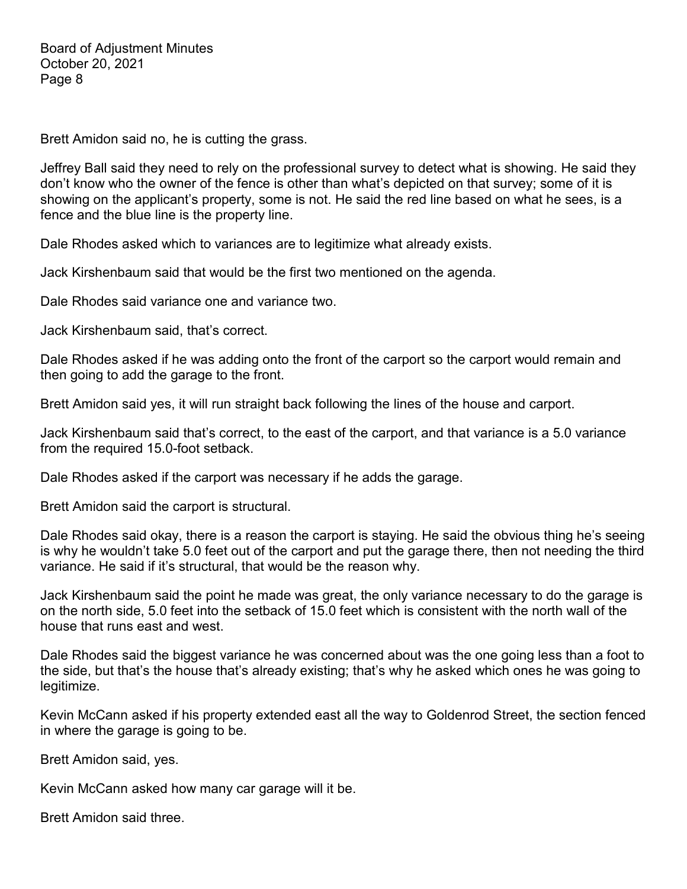Brett Amidon said no, he is cutting the grass.

Jeffrey Ball said they need to rely on the professional survey to detect what is showing. He said they don't know who the owner of the fence is other than what's depicted on that survey; some of it is showing on the applicant's property, some is not. He said the red line based on what he sees, is a fence and the blue line is the property line.

Dale Rhodes asked which to variances are to legitimize what already exists.

Jack Kirshenbaum said that would be the first two mentioned on the agenda.

Dale Rhodes said variance one and variance two.

Jack Kirshenbaum said, that's correct.

Dale Rhodes asked if he was adding onto the front of the carport so the carport would remain and then going to add the garage to the front.

Brett Amidon said yes, it will run straight back following the lines of the house and carport.

Jack Kirshenbaum said that's correct, to the east of the carport, and that variance is a 5.0 variance from the required 15.0-foot setback.

Dale Rhodes asked if the carport was necessary if he adds the garage.

Brett Amidon said the carport is structural.

Dale Rhodes said okay, there is a reason the carport is staying. He said the obvious thing he's seeing is why he wouldn't take 5.0 feet out of the carport and put the garage there, then not needing the third variance. He said if it's structural, that would be the reason why.

Jack Kirshenbaum said the point he made was great, the only variance necessary to do the garage is on the north side, 5.0 feet into the setback of 15.0 feet which is consistent with the north wall of the house that runs east and west.

Dale Rhodes said the biggest variance he was concerned about was the one going less than a foot to the side, but that's the house that's already existing; that's why he asked which ones he was going to legitimize.

Kevin McCann asked if his property extended east all the way to Goldenrod Street, the section fenced in where the garage is going to be.

Brett Amidon said, yes.

Kevin McCann asked how many car garage will it be.

Brett Amidon said three.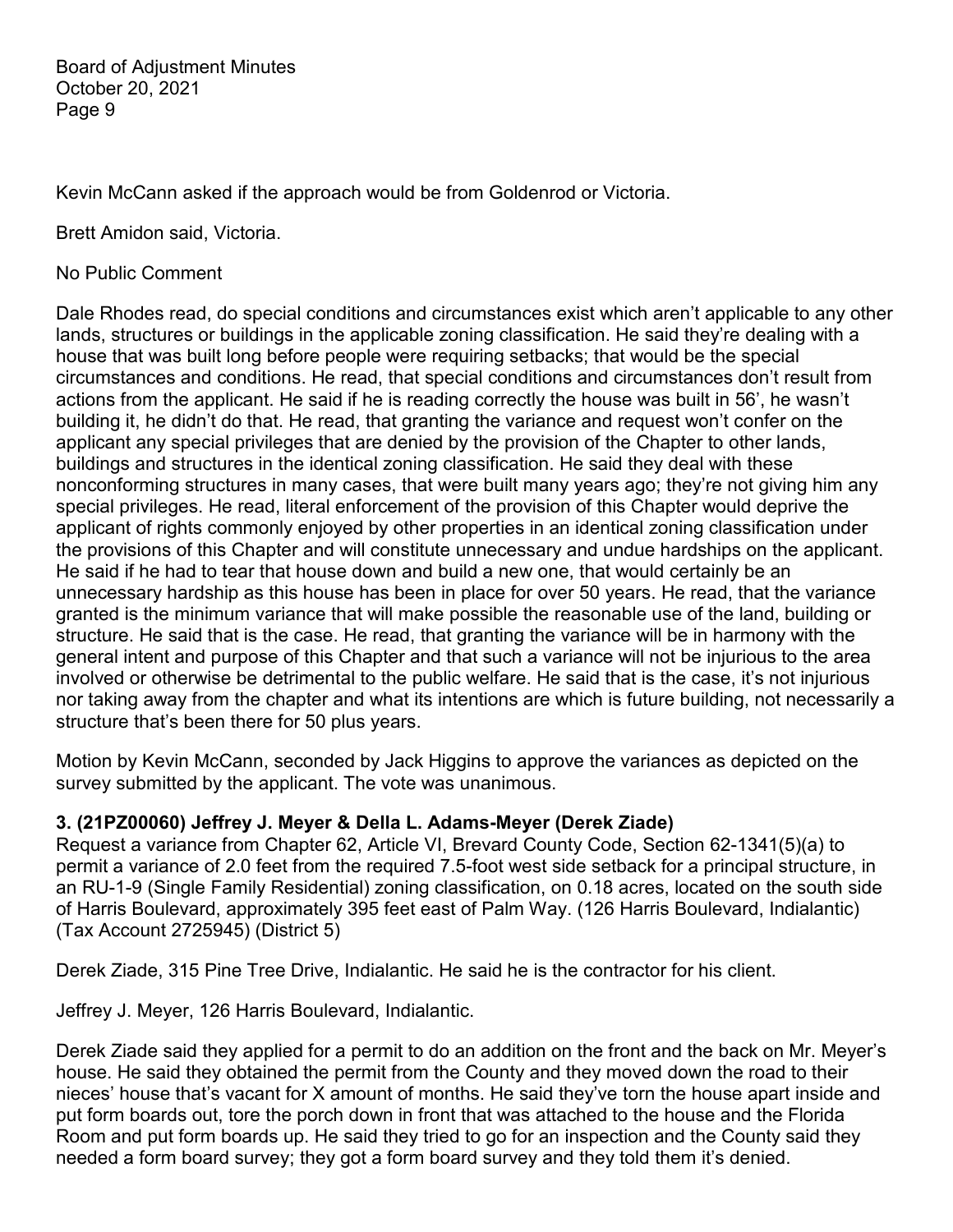Kevin McCann asked if the approach would be from Goldenrod or Victoria.

Brett Amidon said, Victoria.

No Public Comment

Dale Rhodes read, do special conditions and circumstances exist which aren't applicable to any other lands, structures or buildings in the applicable zoning classification. He said they're dealing with a house that was built long before people were requiring setbacks; that would be the special circumstances and conditions. He read, that special conditions and circumstances don't result from actions from the applicant. He said if he is reading correctly the house was built in 56', he wasn't building it, he didn't do that. He read, that granting the variance and request won't confer on the applicant any special privileges that are denied by the provision of the Chapter to other lands, buildings and structures in the identical zoning classification. He said they deal with these nonconforming structures in many cases, that were built many years ago; they're not giving him any special privileges. He read, literal enforcement of the provision of this Chapter would deprive the applicant of rights commonly enjoyed by other properties in an identical zoning classification under the provisions of this Chapter and will constitute unnecessary and undue hardships on the applicant. He said if he had to tear that house down and build a new one, that would certainly be an unnecessary hardship as this house has been in place for over 50 years. He read, that the variance granted is the minimum variance that will make possible the reasonable use of the land, building or structure. He said that is the case. He read, that granting the variance will be in harmony with the general intent and purpose of this Chapter and that such a variance will not be injurious to the area involved or otherwise be detrimental to the public welfare. He said that is the case, it's not injurious nor taking away from the chapter and what its intentions are which is future building, not necessarily a structure that's been there for 50 plus years.

Motion by Kevin McCann, seconded by Jack Higgins to approve the variances as depicted on the survey submitted by the applicant. The vote was unanimous.

**3. (21PZ00060) Jeffrey J. Meyer & Della L. Adams-Meyer (Derek Ziade)**
Request a variance from Chapter 62, Article VI, Brevard County Code, Section 62-1341(5)(a) to permit a variance of 2.0 feet from the required 7.5-foot west side setback for a principal structure, in an RU-1-9 (Single Family Residential) zoning classification, on 0.18 acres, located on the south side of Harris Boulevard, approximately 395 feet east of Palm Way. (126 Harris Boulevard, Indialantic) (Tax Account 2725945) (District 5)

Derek Ziade, 315 Pine Tree Drive, Indialantic. He said he is the contractor for his client.

Jeffrey J. Meyer, 126 Harris Boulevard, Indialantic.

Derek Ziade said they applied for a permit to do an addition on the front and the back on Mr. Meyer's house. He said they obtained the permit from the County and they moved down the road to their nieces' house that's vacant for X amount of months. He said they've torn the house apart inside and put form boards out, tore the porch down in front that was attached to the house and the Florida Room and put form boards up. He said they tried to go for an inspection and the County said they needed a form board survey; they got a form board survey and they told them it's denied.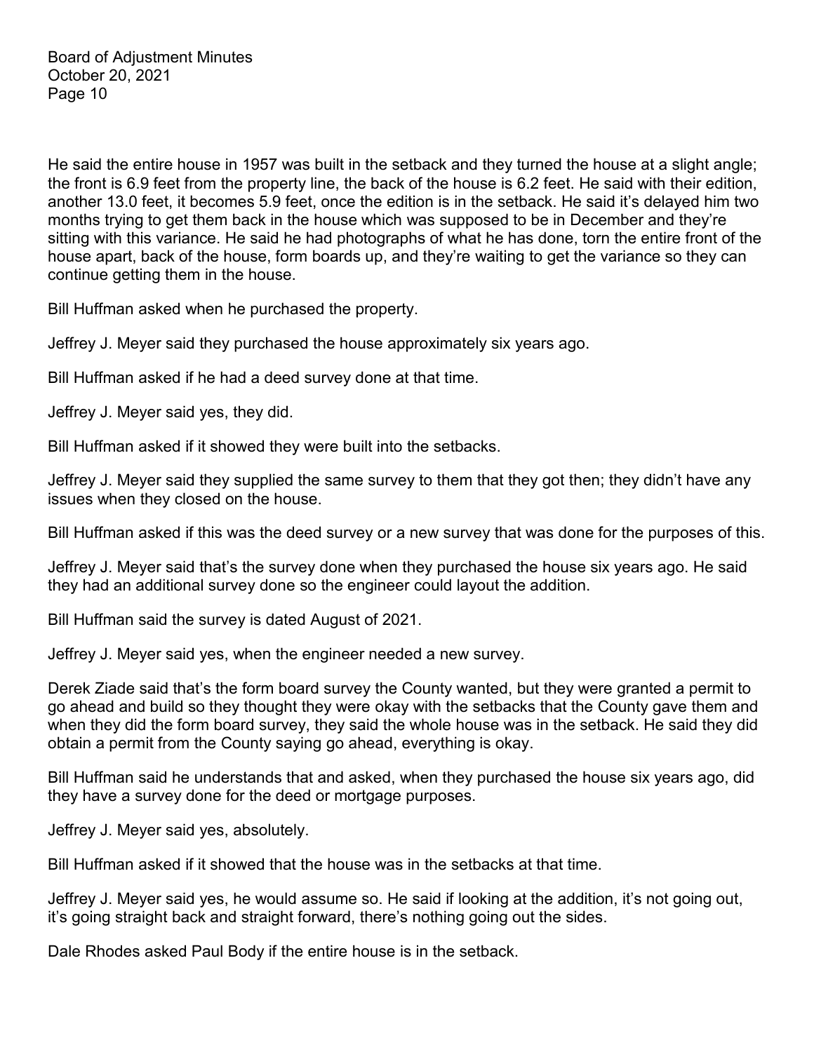He said the entire house in 1957 was built in the setback and they turned the house at a slight angle; the front is 6.9 feet from the property line, the back of the house is 6.2 feet. He said with their edition, another 13.0 feet, it becomes 5.9 feet, once the edition is in the setback. He said it's delayed him two months trying to get them back in the house which was supposed to be in December and they're sitting with this variance. He said he had photographs of what he has done, torn the entire front of the house apart, back of the house, form boards up, and they're waiting to get the variance so they can continue getting them in the house.

Bill Huffman asked when he purchased the property.

Jeffrey J. Meyer said they purchased the house approximately six years ago.

Bill Huffman asked if he had a deed survey done at that time.

Jeffrey J. Meyer said yes, they did.

Bill Huffman asked if it showed they were built into the setbacks.

Jeffrey J. Meyer said they supplied the same survey to them that they got then; they didn't have any issues when they closed on the house.

Bill Huffman asked if this was the deed survey or a new survey that was done for the purposes of this.

Jeffrey J. Meyer said that's the survey done when they purchased the house six years ago. He said they had an additional survey done so the engineer could layout the addition.

Bill Huffman said the survey is dated August of 2021.

Jeffrey J. Meyer said yes, when the engineer needed a new survey.

Derek Ziade said that's the form board survey the County wanted, but they were granted a permit to go ahead and build so they thought they were okay with the setbacks that the County gave them and when they did the form board survey, they said the whole house was in the setback. He said they did obtain a permit from the County saying go ahead, everything is okay.

Bill Huffman said he understands that and asked, when they purchased the house six years ago, did they have a survey done for the deed or mortgage purposes.

Jeffrey J. Meyer said yes, absolutely.

Bill Huffman asked if it showed that the house was in the setbacks at that time.

Jeffrey J. Meyer said yes, he would assume so. He said if looking at the addition, it's not going out, it's going straight back and straight forward, there's nothing going out the sides.

Dale Rhodes asked Paul Body if the entire house is in the setback.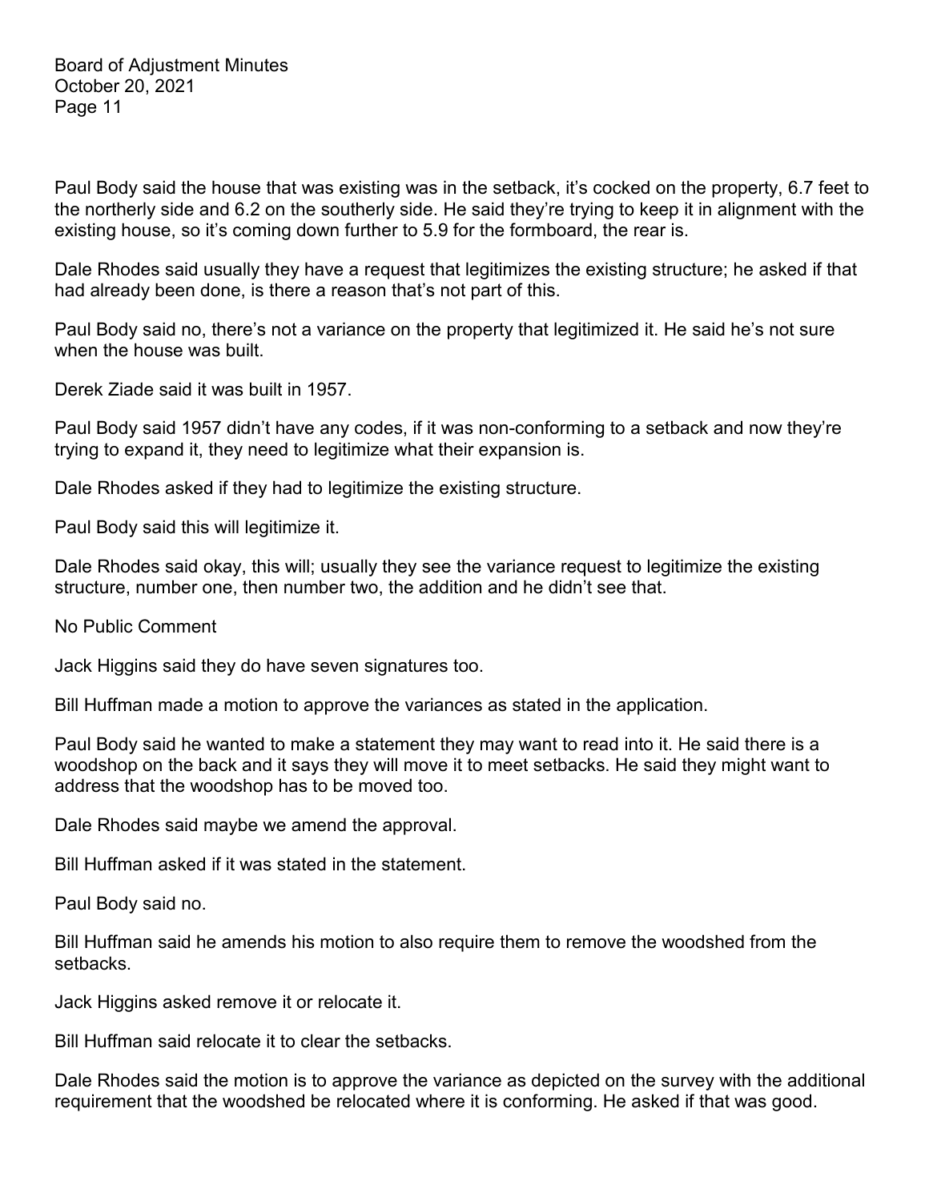Paul Body said the house that was existing was in the setback, it's cocked on the property, 6.7 feet to the northerly side and 6.2 on the southerly side. He said they're trying to keep it in alignment with the existing house, so it's coming down further to 5.9 for the formboard, the rear is.

Dale Rhodes said usually they have a request that legitimizes the existing structure; he asked if that had already been done, is there a reason that's not part of this.

Paul Body said no, there's not a variance on the property that legitimized it. He said he's not sure when the house was built.

Derek Ziade said it was built in 1957.

Paul Body said 1957 didn't have any codes, if it was non-conforming to a setback and now they're trying to expand it, they need to legitimize what their expansion is.

Dale Rhodes asked if they had to legitimize the existing structure.

Paul Body said this will legitimize it.

Dale Rhodes said okay, this will; usually they see the variance request to legitimize the existing structure, number one, then number two, the addition and he didn't see that.

No Public Comment

Jack Higgins said they do have seven signatures too.

Bill Huffman made a motion to approve the variances as stated in the application.

Paul Body said he wanted to make a statement they may want to read into it. He said there is a woodshop on the back and it says they will move it to meet setbacks. He said they might want to address that the woodshop has to be moved too.

Dale Rhodes said maybe we amend the approval.

Bill Huffman asked if it was stated in the statement.

Paul Body said no.

Bill Huffman said he amends his motion to also require them to remove the woodshed from the setbacks.

Jack Higgins asked remove it or relocate it.

Bill Huffman said relocate it to clear the setbacks.

Dale Rhodes said the motion is to approve the variance as depicted on the survey with the additional requirement that the woodshed be relocated where it is conforming. He asked if that was good.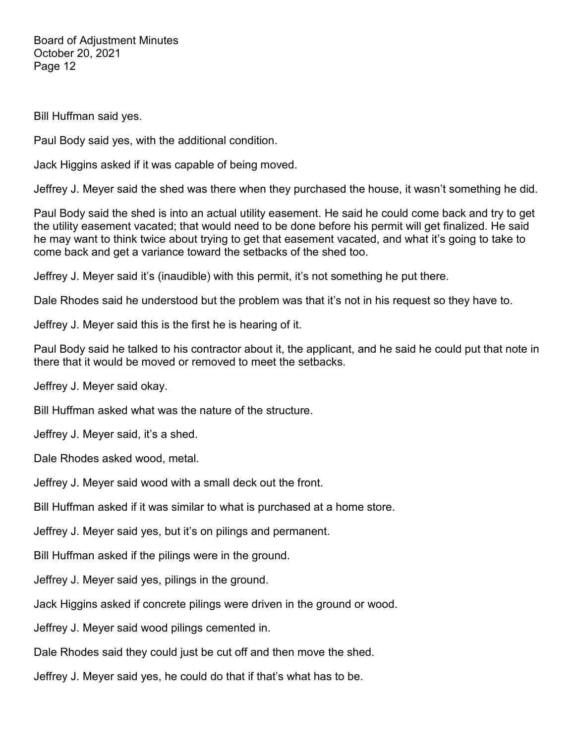Bill Huffman said yes.

Paul Body said yes, with the additional condition.

Jack Higgins asked if it was capable of being moved.

Jeffrey J. Meyer said the shed was there when they purchased the house, it wasn't something he did.

Paul Body said the shed is into an actual utility easement. He said he could come back and try to get the utility easement vacated; that would need to be done before his permit will get finalized. He said he may want to think twice about trying to get that easement vacated, and what it's going to take to come back and get a variance toward the setbacks of the shed too.

Jeffrey J. Meyer said it's (inaudible) with this permit, it's not something he put there.

Dale Rhodes said he understood but the problem was that it's not in his request so they have to.

Jeffrey J. Meyer said this is the first he is hearing of it.

Paul Body said he talked to his contractor about it, the applicant, and he said he could put that note in there that it would be moved or removed to meet the setbacks.

Jeffrey J. Meyer said okay.

Bill Huffman asked what was the nature of the structure.

Jeffrey J. Meyer said, it's a shed.

Dale Rhodes asked wood, metal.

Jeffrey J. Meyer said wood with a small deck out the front.

Bill Huffman asked if it was similar to what is purchased at a home store.

Jeffrey J. Meyer said yes, but it's on pilings and permanent.

Bill Huffman asked if the pilings were in the ground.

Jeffrey J. Meyer said yes, pilings in the ground.

Jack Higgins asked if concrete pilings were driven in the ground or wood.

Jeffrey J. Meyer said wood pilings cemented in.

Dale Rhodes said they could just be cut off and then move the shed.

Jeffrey J. Meyer said yes, he could do that if that's what has to be.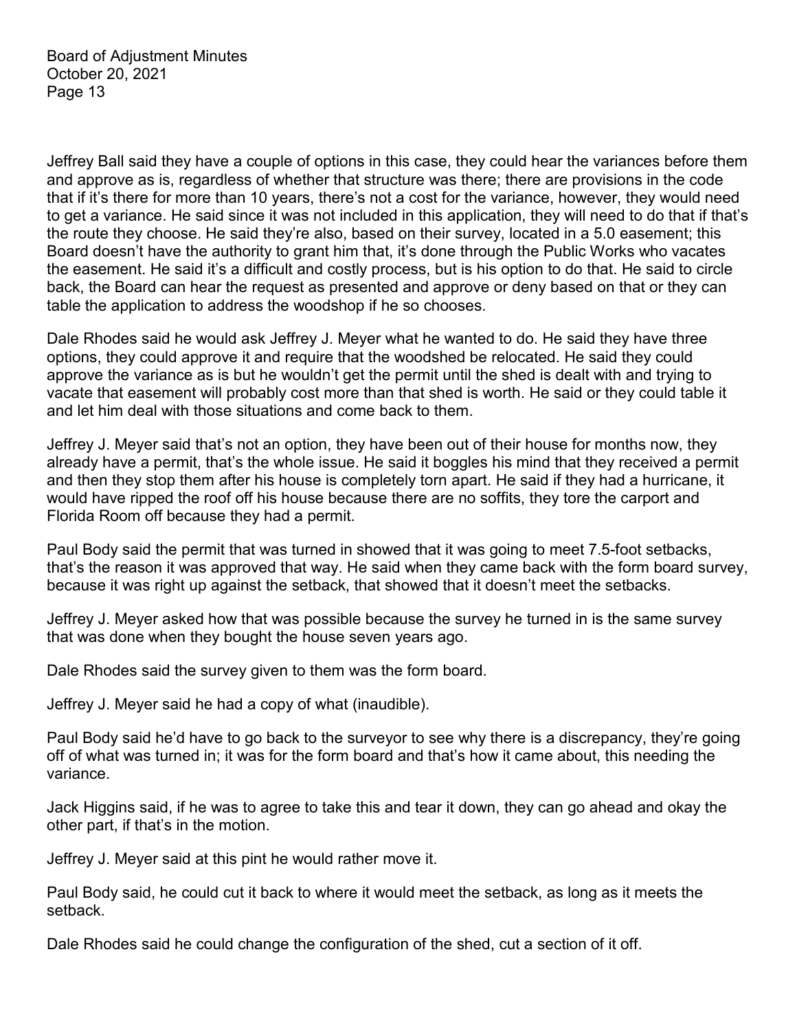Jeffrey Ball said they have a couple of options in this case, they could hear the variances before them and approve as is, regardless of whether that structure was there; there are provisions in the code that if it's there for more than 10 years, there's not a cost for the variance, however, they would need to get a variance. He said since it was not included in this application, they will need to do that if that's the route they choose. He said they're also, based on their survey, located in a 5.0 easement; this Board doesn't have the authority to grant him that, it's done through the Public Works who vacates the easement. He said it's a difficult and costly process, but is his option to do that. He said to circle back, the Board can hear the request as presented and approve or deny based on that or they can table the application to address the woodshop if he so chooses.

Dale Rhodes said he would ask Jeffrey J. Meyer what he wanted to do. He said they have three options, they could approve it and require that the woodshed be relocated. He said they could approve the variance as is but he wouldn't get the permit until the shed is dealt with and trying to vacate that easement will probably cost more than that shed is worth. He said or they could table it and let him deal with those situations and come back to them.

Jeffrey J. Meyer said that's not an option, they have been out of their house for months now, they already have a permit, that's the whole issue. He said it boggles his mind that they received a permit and then they stop them after his house is completely torn apart. He said if they had a hurricane, it would have ripped the roof off his house because there are no soffits, they tore the carport and Florida Room off because they had a permit.

Paul Body said the permit that was turned in showed that it was going to meet 7.5-foot setbacks, that's the reason it was approved that way. He said when they came back with the form board survey, because it was right up against the setback, that showed that it doesn't meet the setbacks.

Jeffrey J. Meyer asked how that was possible because the survey he turned in is the same survey that was done when they bought the house seven years ago.

Dale Rhodes said the survey given to them was the form board.

Jeffrey J. Meyer said he had a copy of what (inaudible).

Paul Body said he'd have to go back to the surveyor to see why there is a discrepancy, they're going off of what was turned in; it was for the form board and that's how it came about, this needing the variance.

Jack Higgins said, if he was to agree to take this and tear it down, they can go ahead and okay the other part, if that's in the motion.

Jeffrey J. Meyer said at this pint he would rather move it.

Paul Body said, he could cut it back to where it would meet the setback, as long as it meets the setback.

Dale Rhodes said he could change the configuration of the shed, cut a section of it off.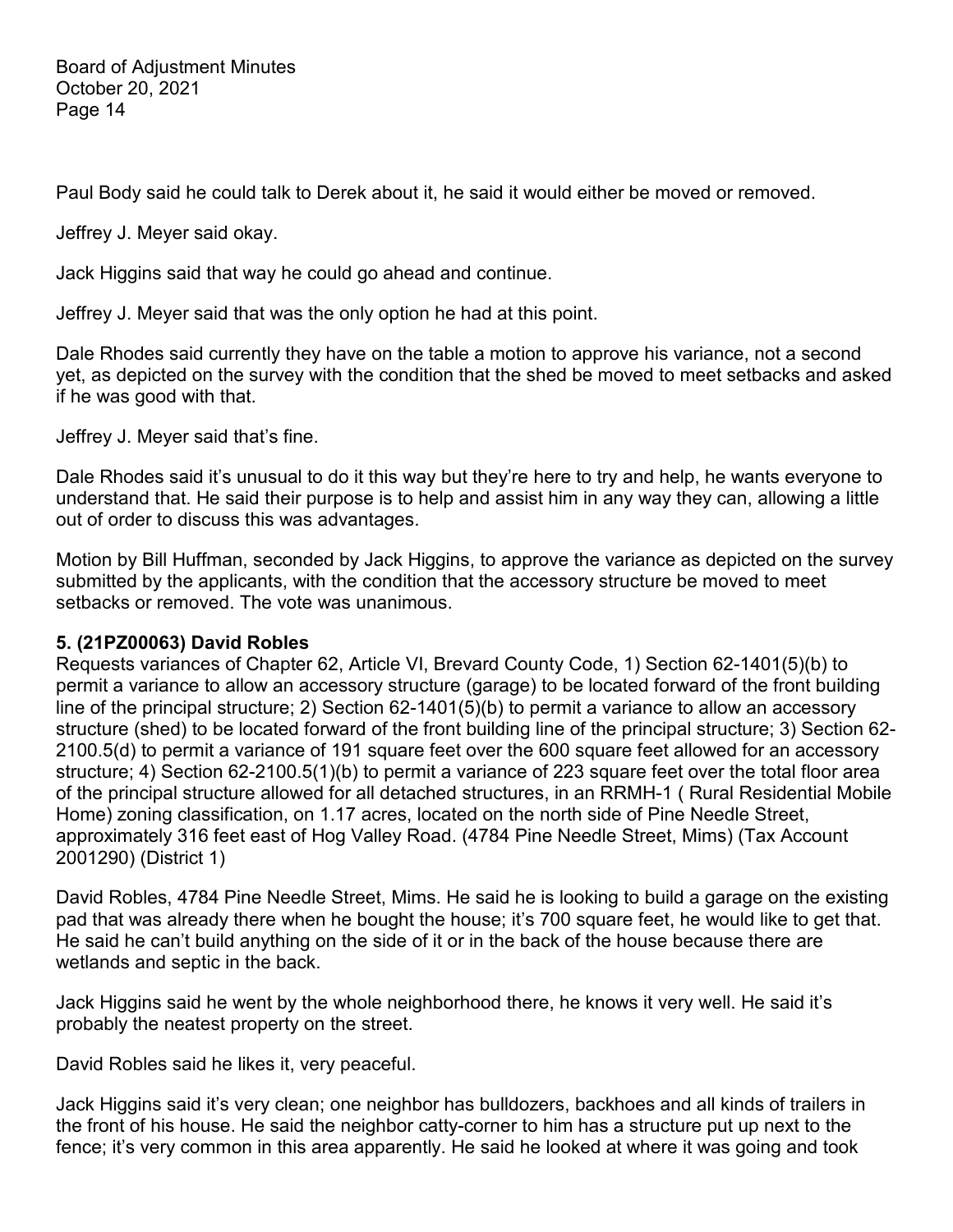Paul Body said he could talk to Derek about it, he said it would either be moved or removed.

Jeffrey J. Meyer said okay.

Jack Higgins said that way he could go ahead and continue.

Jeffrey J. Meyer said that was the only option he had at this point.

Dale Rhodes said currently they have on the table a motion to approve his variance, not a second yet, as depicted on the survey with the condition that the shed be moved to meet setbacks and asked if he was good with that.

Jeffrey J. Meyer said that's fine.

Dale Rhodes said it's unusual to do it this way but they're here to try and help, he wants everyone to understand that. He said their purpose is to help and assist him in any way they can, allowing a little out of order to discuss this was advantages.

Motion by Bill Huffman, seconded by Jack Higgins, to approve the variance as depicted on the survey submitted by the applicants, with the condition that the accessory structure be moved to meet setbacks or removed. The vote was unanimous.

**5. (21PZ00063) David Robles**

Requests variances of Chapter 62, Article VI, Brevard County Code, 1) Section 62-1401(5)(b) to permit a variance to allow an accessory structure (garage) to be located forward of the front building line of the principal structure; 2) Section 62-1401(5)(b) to permit a variance to allow an accessory structure (shed) to be located forward of the front building line of the principal structure; 3) Section 62-2100.5(d) to permit a variance of 191 square feet over the 600 square feet allowed for an accessory structure; 4) Section 62-2100.5(1)(b) to permit a variance of 223 square feet over the total floor area of the principal structure allowed for all detached structures, in an RRMH-1 ( Rural Residential Mobile Home) zoning classification, on 1.17 acres, located on the north side of Pine Needle Street, approximately 316 feet east of Hog Valley Road. (4784 Pine Needle Street, Mims) (Tax Account 2001290) (District 1)

David Robles, 4784 Pine Needle Street, Mims. He said he is looking to build a garage on the existing pad that was already there when he bought the house; it's 700 square feet, he would like to get that. He said he can't build anything on the side of it or in the back of the house because there are wetlands and septic in the back.

Jack Higgins said he went by the whole neighborhood there, he knows it very well. He said it's probably the neatest property on the street.

David Robles said he likes it, very peaceful.

Jack Higgins said it's very clean; one neighbor has bulldozers, backhoes and all kinds of trailers in the front of his house. He said the neighbor catty-corner to him has a structure put up next to the fence; it's very common in this area apparently. He said he looked at where it was going and took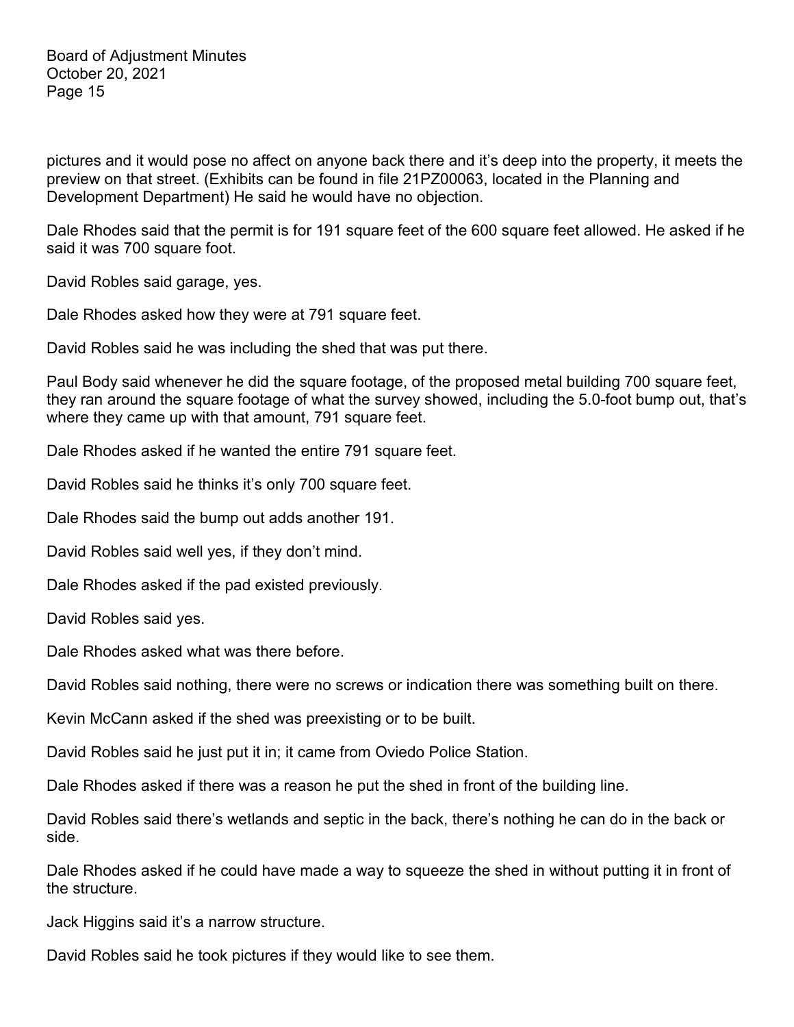pictures and it would pose no affect on anyone back there and it's deep into the property, it meets the preview on that street. (Exhibits can be found in file 21PZ00063, located in the Planning and Development Department) He said he would have no objection.

Dale Rhodes said that the permit is for 191 square feet of the 600 square feet allowed. He asked if he said it was 700 square foot.

David Robles said garage, yes.

Dale Rhodes asked how they were at 791 square feet.

David Robles said he was including the shed that was put there.

Paul Body said whenever he did the square footage, of the proposed metal building 700 square feet, they ran around the square footage of what the survey showed, including the 5.0-foot bump out, that's where they came up with that amount, 791 square feet.

Dale Rhodes asked if he wanted the entire 791 square feet.

David Robles said he thinks it's only 700 square feet.

Dale Rhodes said the bump out adds another 191.

David Robles said well yes, if they don't mind.

Dale Rhodes asked if the pad existed previously.

David Robles said yes.

Dale Rhodes asked what was there before.

David Robles said nothing, there were no screws or indication there was something built on there.

Kevin McCann asked if the shed was preexisting or to be built.

David Robles said he just put it in; it came from Oviedo Police Station.

Dale Rhodes asked if there was a reason he put the shed in front of the building line.

David Robles said there's wetlands and septic in the back, there's nothing he can do in the back or side.

Dale Rhodes asked if he could have made a way to squeeze the shed in without putting it in front of the structure.

Jack Higgins said it's a narrow structure.

David Robles said he took pictures if they would like to see them.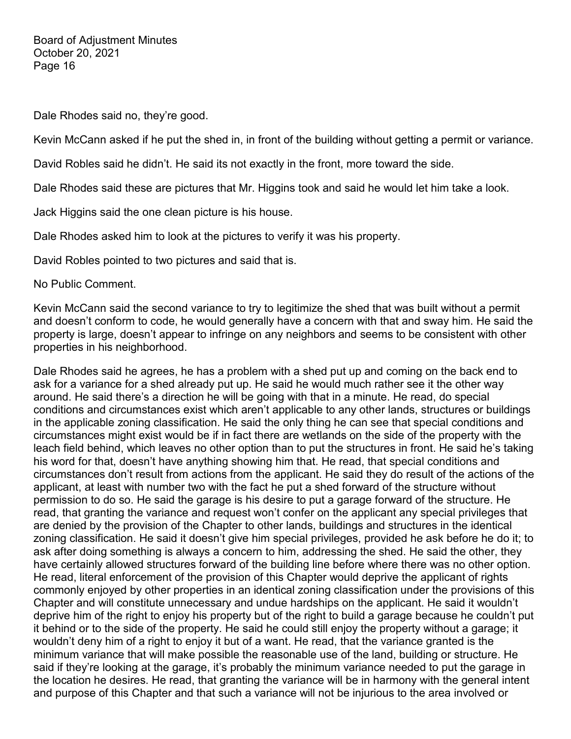Dale Rhodes said no, they're good.

Kevin McCann asked if he put the shed in, in front of the building without getting a permit or variance.

David Robles said he didn't. He said its not exactly in the front, more toward the side.

Dale Rhodes said these are pictures that Mr. Higgins took and said he would let him take a look.

Jack Higgins said the one clean picture is his house.

Dale Rhodes asked him to look at the pictures to verify it was his property.

David Robles pointed to two pictures and said that is.

No Public Comment.

Kevin McCann said the second variance to try to legitimize the shed that was built without a permit and doesn't conform to code, he would generally have a concern with that and sway him. He said the property is large, doesn't appear to infringe on any neighbors and seems to be consistent with other properties in his neighborhood.

Dale Rhodes said he agrees, he has a problem with a shed put up and coming on the back end to ask for a variance for a shed already put up. He said he would much rather see it the other way around. He said there's a direction he will be going with that in a minute. He read, do special conditions and circumstances exist which aren't applicable to any other lands, structures or buildings in the applicable zoning classification. He said the only thing he can see that special conditions and circumstances might exist would be if in fact there are wetlands on the side of the property with the leach field behind, which leaves no other option than to put the structures in front. He said he's taking his word for that, doesn't have anything showing him that. He read, that special conditions and circumstances don't result from actions from the applicant. He said they do result of the actions of the applicant, at least with number two with the fact he put a shed forward of the structure without permission to do so. He said the garage is his desire to put a garage forward of the structure. He read, that granting the variance and request won't confer on the applicant any special privileges that are denied by the provision of the Chapter to other lands, buildings and structures in the identical zoning classification. He said it doesn't give him special privileges, provided he ask before he do it; to ask after doing something is always a concern to him, addressing the shed. He said the other, they have certainly allowed structures forward of the building line before where there was no other option. He read, literal enforcement of the provision of this Chapter would deprive the applicant of rights commonly enjoyed by other properties in an identical zoning classification under the provisions of this Chapter and will constitute unnecessary and undue hardships on the applicant. He said it wouldn't deprive him of the right to enjoy his property but of the right to build a garage because he couldn't put it behind or to the side of the property. He said he could still enjoy the property without a garage; it wouldn't deny him of a right to enjoy it but of a want. He read, that the variance granted is the minimum variance that will make possible the reasonable use of the land, building or structure. He said if they're looking at the garage, it's probably the minimum variance needed to put the garage in the location he desires. He read, that granting the variance will be in harmony with the general intent and purpose of this Chapter and that such a variance will not be injurious to the area involved or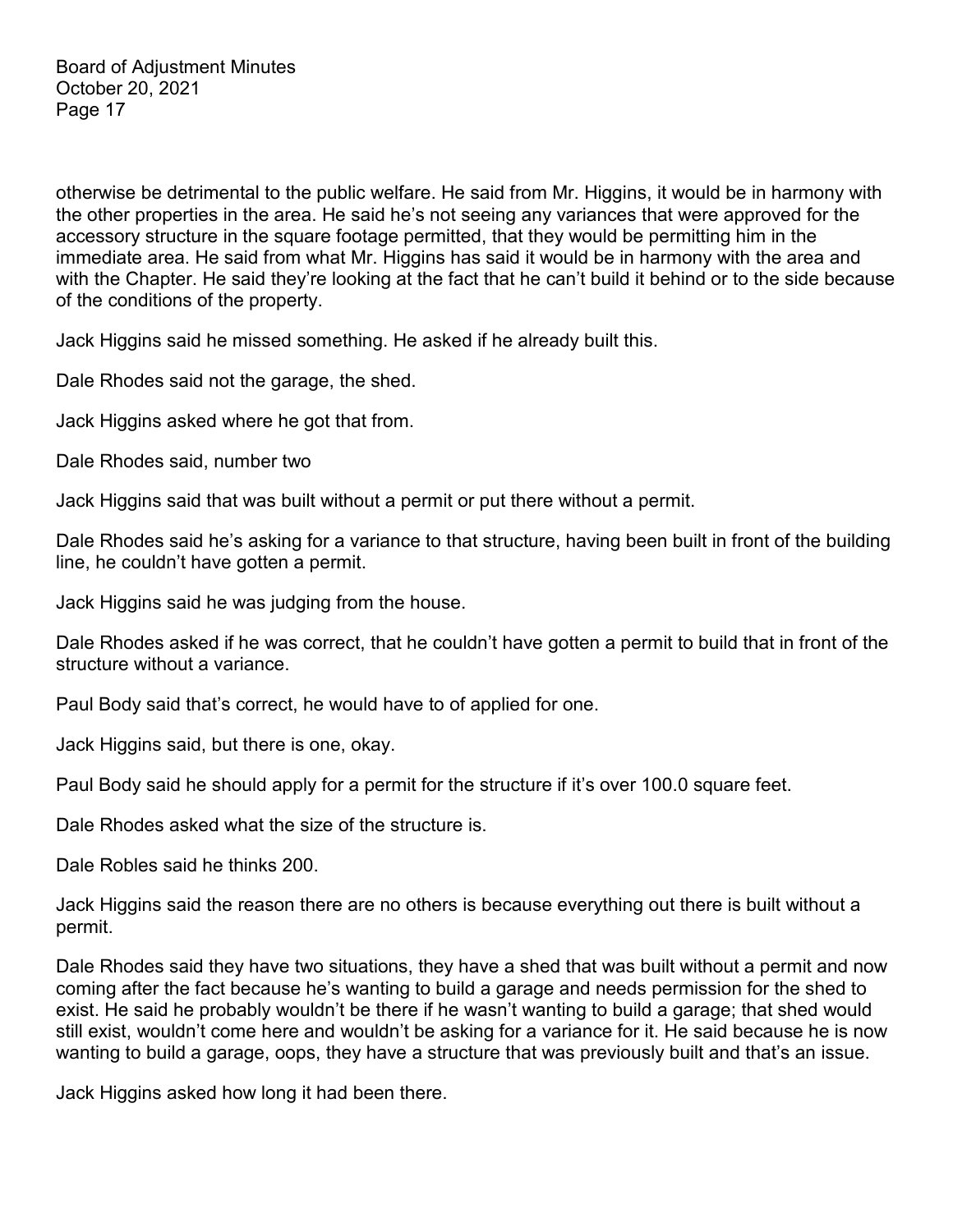otherwise be detrimental to the public welfare. He said from Mr. Higgins, it would be in harmony with the other properties in the area. He said he's not seeing any variances that were approved for the accessory structure in the square footage permitted, that they would be permitting him in the immediate area. He said from what Mr. Higgins has said it would be in harmony with the area and with the Chapter. He said they're looking at the fact that he can't build it behind or to the side because of the conditions of the property.

Jack Higgins said he missed something. He asked if he already built this.

Dale Rhodes said not the garage, the shed.

Jack Higgins asked where he got that from.

Dale Rhodes said, number two

Jack Higgins said that was built without a permit or put there without a permit.

Dale Rhodes said he's asking for a variance to that structure, having been built in front of the building line, he couldn't have gotten a permit.

Jack Higgins said he was judging from the house.

Dale Rhodes asked if he was correct, that he couldn't have gotten a permit to build that in front of the structure without a variance.

Paul Body said that's correct, he would have to of applied for one.

Jack Higgins said, but there is one, okay.

Paul Body said he should apply for a permit for the structure if it's over 100.0 square feet.

Dale Rhodes asked what the size of the structure is.

Dale Robles said he thinks 200.

Jack Higgins said the reason there are no others is because everything out there is built without a permit.

Dale Rhodes said they have two situations, they have a shed that was built without a permit and now coming after the fact because he's wanting to build a garage and needs permission for the shed to exist. He said he probably wouldn't be there if he wasn't wanting to build a garage; that shed would still exist, wouldn't come here and wouldn't be asking for a variance for it. He said because he is now wanting to build a garage, oops, they have a structure that was previously built and that's an issue.

Jack Higgins asked how long it had been there.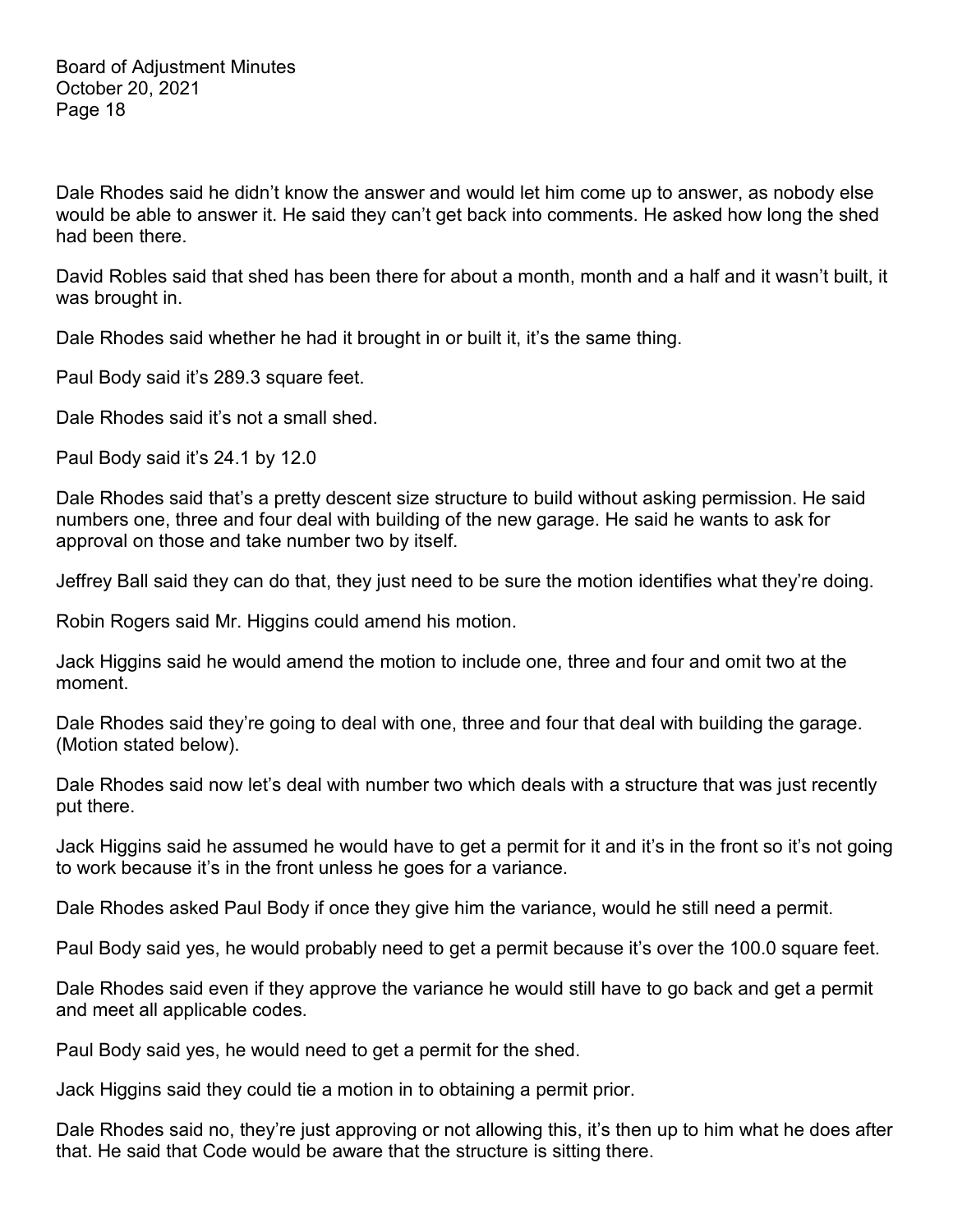Dale Rhodes said he didn't know the answer and would let him come up to answer, as nobody else would be able to answer it. He said they can't get back into comments. He asked how long the shed had been there.

David Robles said that shed has been there for about a month, month and a half and it wasn't built, it was brought in.

Dale Rhodes said whether he had it brought in or built it, it's the same thing.

Paul Body said it's 289.3 square feet.

Dale Rhodes said it's not a small shed.

Paul Body said it's 24.1 by 12.0

Dale Rhodes said that's a pretty descent size structure to build without asking permission. He said numbers one, three and four deal with building of the new garage. He said he wants to ask for approval on those and take number two by itself.

Jeffrey Ball said they can do that, they just need to be sure the motion identifies what they're doing.

Robin Rogers said Mr. Higgins could amend his motion.

Jack Higgins said he would amend the motion to include one, three and four and omit two at the moment.

Dale Rhodes said they're going to deal with one, three and four that deal with building the garage. (Motion stated below).

Dale Rhodes said now let's deal with number two which deals with a structure that was just recently put there.

Jack Higgins said he assumed he would have to get a permit for it and it's in the front so it's not going to work because it's in the front unless he goes for a variance.

Dale Rhodes asked Paul Body if once they give him the variance, would he still need a permit.

Paul Body said yes, he would probably need to get a permit because it's over the 100.0 square feet.

Dale Rhodes said even if they approve the variance he would still have to go back and get a permit and meet all applicable codes.

Paul Body said yes, he would need to get a permit for the shed.

Jack Higgins said they could tie a motion in to obtaining a permit prior.

Dale Rhodes said no, they're just approving or not allowing this, it's then up to him what he does after that. He said that Code would be aware that the structure is sitting there.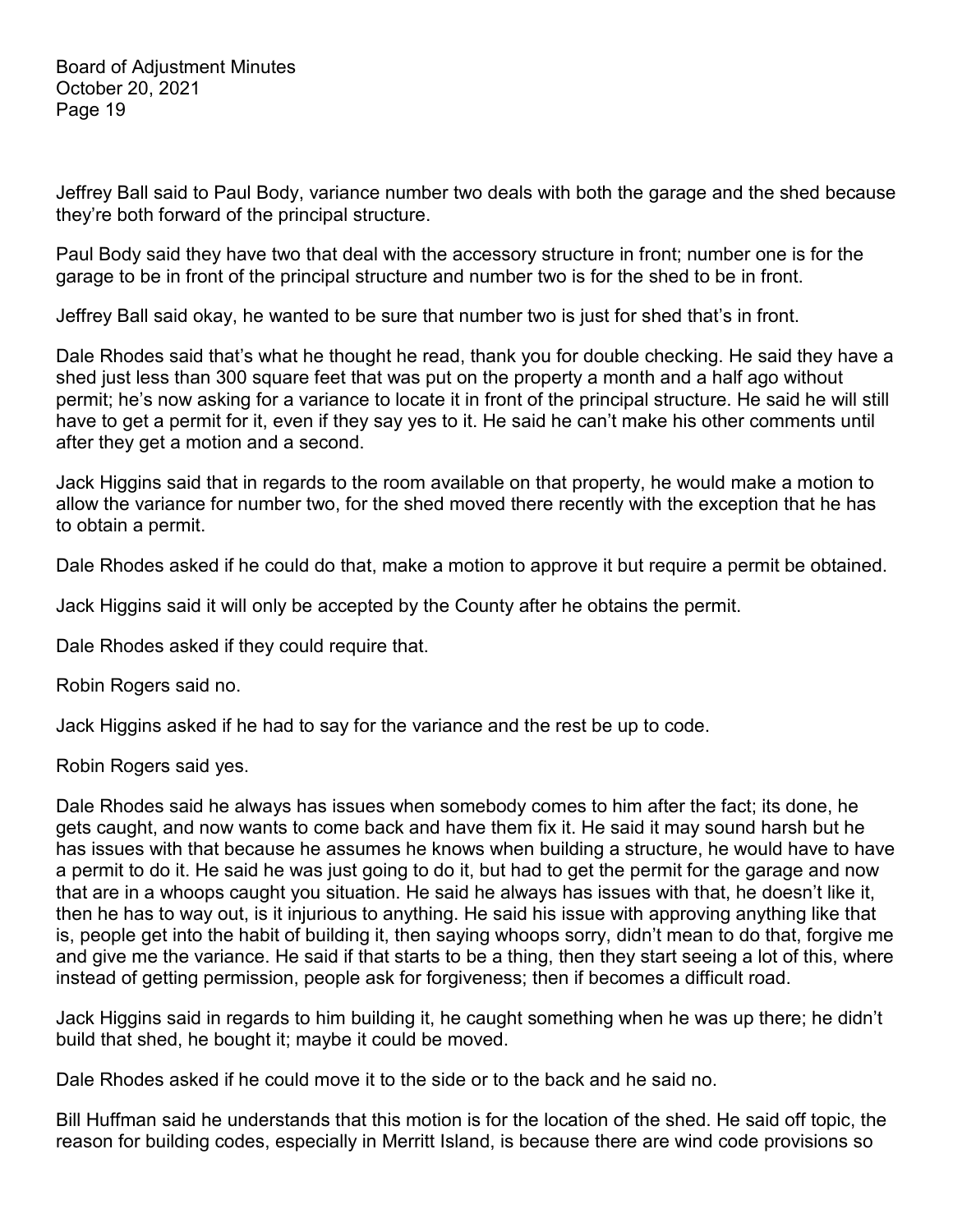Jeffrey Ball said to Paul Body, variance number two deals with both the garage and the shed because they're both forward of the principal structure.

Paul Body said they have two that deal with the accessory structure in front; number one is for the garage to be in front of the principal structure and number two is for the shed to be in front.

Jeffrey Ball said okay, he wanted to be sure that number two is just for shed that's in front.

Dale Rhodes said that's what he thought he read, thank you for double checking. He said they have a shed just less than 300 square feet that was put on the property a month and a half ago without permit; he's now asking for a variance to locate it in front of the principal structure. He said he will still have to get a permit for it, even if they say yes to it. He said he can't make his other comments until after they get a motion and a second.

Jack Higgins said that in regards to the room available on that property, he would make a motion to allow the variance for number two, for the shed moved there recently with the exception that he has to obtain a permit.

Dale Rhodes asked if he could do that, make a motion to approve it but require a permit be obtained.

Jack Higgins said it will only be accepted by the County after he obtains the permit.

Dale Rhodes asked if they could require that.

Robin Rogers said no.

Jack Higgins asked if he had to say for the variance and the rest be up to code.

Robin Rogers said yes.

Dale Rhodes said he always has issues when somebody comes to him after the fact; its done, he gets caught, and now wants to come back and have them fix it. He said it may sound harsh but he has issues with that because he assumes he knows when building a structure, he would have to have a permit to do it. He said he was just going to do it, but had to get the permit for the garage and now that are in a whoops caught you situation. He said he always has issues with that, he doesn't like it, then he has to way out, is it injurious to anything. He said his issue with approving anything like that is, people get into the habit of building it, then saying whoops sorry, didn't mean to do that, forgive me and give me the variance. He said if that starts to be a thing, then they start seeing a lot of this, where instead of getting permission, people ask for forgiveness; then if becomes a difficult road.

Jack Higgins said in regards to him building it, he caught something when he was up there; he didn't build that shed, he bought it; maybe it could be moved.

Dale Rhodes asked if he could move it to the side or to the back and he said no.

Bill Huffman said he understands that this motion is for the location of the shed. He said off topic, the reason for building codes, especially in Merritt Island, is because there are wind code provisions so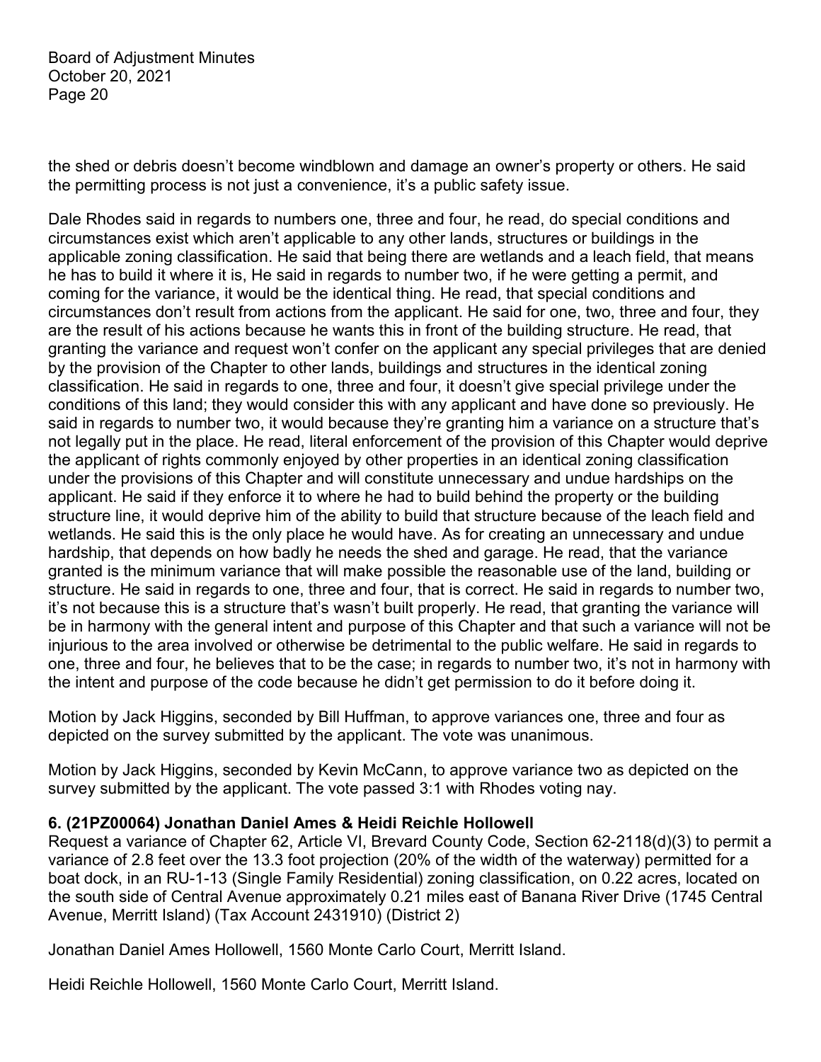the shed or debris doesn't become windblown and damage an owner's property or others. He said the permitting process is not just a convenience, it's a public safety issue.

Dale Rhodes said in regards to numbers one, three and four, he read, do special conditions and circumstances exist which aren't applicable to any other lands, structures or buildings in the applicable zoning classification. He said that being there are wetlands and a leach field, that means he has to build it where it is, He said in regards to number two, if he were getting a permit, and coming for the variance, it would be the identical thing. He read, that special conditions and circumstances don't result from actions from the applicant. He said for one, two, three and four, they are the result of his actions because he wants this in front of the building structure. He read, that granting the variance and request won't confer on the applicant any special privileges that are denied by the provision of the Chapter to other lands, buildings and structures in the identical zoning classification. He said in regards to one, three and four, it doesn't give special privilege under the conditions of this land; they would consider this with any applicant and have done so previously. He said in regards to number two, it would because they're granting him a variance on a structure that's not legally put in the place. He read, literal enforcement of the provision of this Chapter would deprive the applicant of rights commonly enjoyed by other properties in an identical zoning classification under the provisions of this Chapter and will constitute unnecessary and undue hardships on the applicant. He said if they enforce it to where he had to build behind the property or the building structure line, it would deprive him of the ability to build that structure because of the leach field and wetlands. He said this is the only place he would have. As for creating an unnecessary and undue hardship, that depends on how badly he needs the shed and garage. He read, that the variance granted is the minimum variance that will make possible the reasonable use of the land, building or structure. He said in regards to one, three and four, that is correct. He said in regards to number two, it's not because this is a structure that's wasn't built properly. He read, that granting the variance will be in harmony with the general intent and purpose of this Chapter and that such a variance will not be injurious to the area involved or otherwise be detrimental to the public welfare. He said in regards to one, three and four, he believes that to be the case; in regards to number two, it's not in harmony with the intent and purpose of the code because he didn't get permission to do it before doing it.

Motion by Jack Higgins, seconded by Bill Huffman, to approve variances one, three and four as depicted on the survey submitted by the applicant. The vote was unanimous.

Motion by Jack Higgins, seconded by Kevin McCann, to approve variance two as depicted on the survey submitted by the applicant. The vote passed 3:1 with Rhodes voting nay.

**6. (21PZ00064) Jonathan Daniel Ames & Heidi Reichle Hollowell**

Request a variance of Chapter 62, Article VI, Brevard County Code, Section 62-2118(d)(3) to permit a variance of 2.8 feet over the 13.3 foot projection (20% of the width of the waterway) permitted for a boat dock, in an RU-1-13 (Single Family Residential) zoning classification, on 0.22 acres, located on the south side of Central Avenue approximately 0.21 miles east of Banana River Drive (1745 Central Avenue, Merritt Island) (Tax Account 2431910) (District 2)

Jonathan Daniel Ames Hollowell, 1560 Monte Carlo Court, Merritt Island.

Heidi Reichle Hollowell, 1560 Monte Carlo Court, Merritt Island.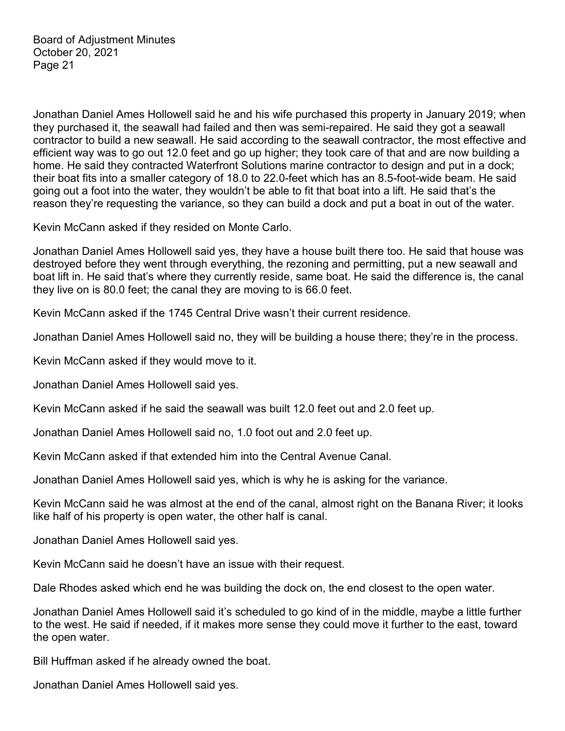Jonathan Daniel Ames Hollowell said he and his wife purchased this property in January 2019; when they purchased it, the seawall had failed and then was semi-repaired. He said they got a seawall contractor to build a new seawall. He said according to the seawall contractor, the most effective and efficient way was to go out 12.0 feet and go up higher; they took care of that and are now building a home. He said they contracted Waterfront Solutions marine contractor to design and put in a dock; their boat fits into a smaller category of 18.0 to 22.0-feet which has an 8.5-foot-wide beam. He said going out a foot into the water, they wouldn't be able to fit that boat into a lift. He said that's the reason they're requesting the variance, so they can build a dock and put a boat in out of the water.

Kevin McCann asked if they resided on Monte Carlo.

Jonathan Daniel Ames Hollowell said yes, they have a house built there too. He said that house was destroyed before they went through everything, the rezoning and permitting, put a new seawall and boat lift in. He said that's where they currently reside, same boat. He said the difference is, the canal they live on is 80.0 feet; the canal they are moving to is 66.0 feet.

Kevin McCann asked if the 1745 Central Drive wasn't their current residence.

Jonathan Daniel Ames Hollowell said no, they will be building a house there; they're in the process.

Kevin McCann asked if they would move to it.

Jonathan Daniel Ames Hollowell said yes.

Kevin McCann asked if he said the seawall was built 12.0 feet out and 2.0 feet up.

Jonathan Daniel Ames Hollowell said no, 1.0 foot out and 2.0 feet up.

Kevin McCann asked if that extended him into the Central Avenue Canal.

Jonathan Daniel Ames Hollowell said yes, which is why he is asking for the variance.

Kevin McCann said he was almost at the end of the canal, almost right on the Banana River; it looks like half of his property is open water, the other half is canal.

Jonathan Daniel Ames Hollowell said yes.

Kevin McCann said he doesn't have an issue with their request.

Dale Rhodes asked which end he was building the dock on, the end closest to the open water.

Jonathan Daniel Ames Hollowell said it's scheduled to go kind of in the middle, maybe a little further to the west. He said if needed, if it makes more sense they could move it further to the east, toward the open water.

Bill Huffman asked if he already owned the boat.

Jonathan Daniel Ames Hollowell said yes.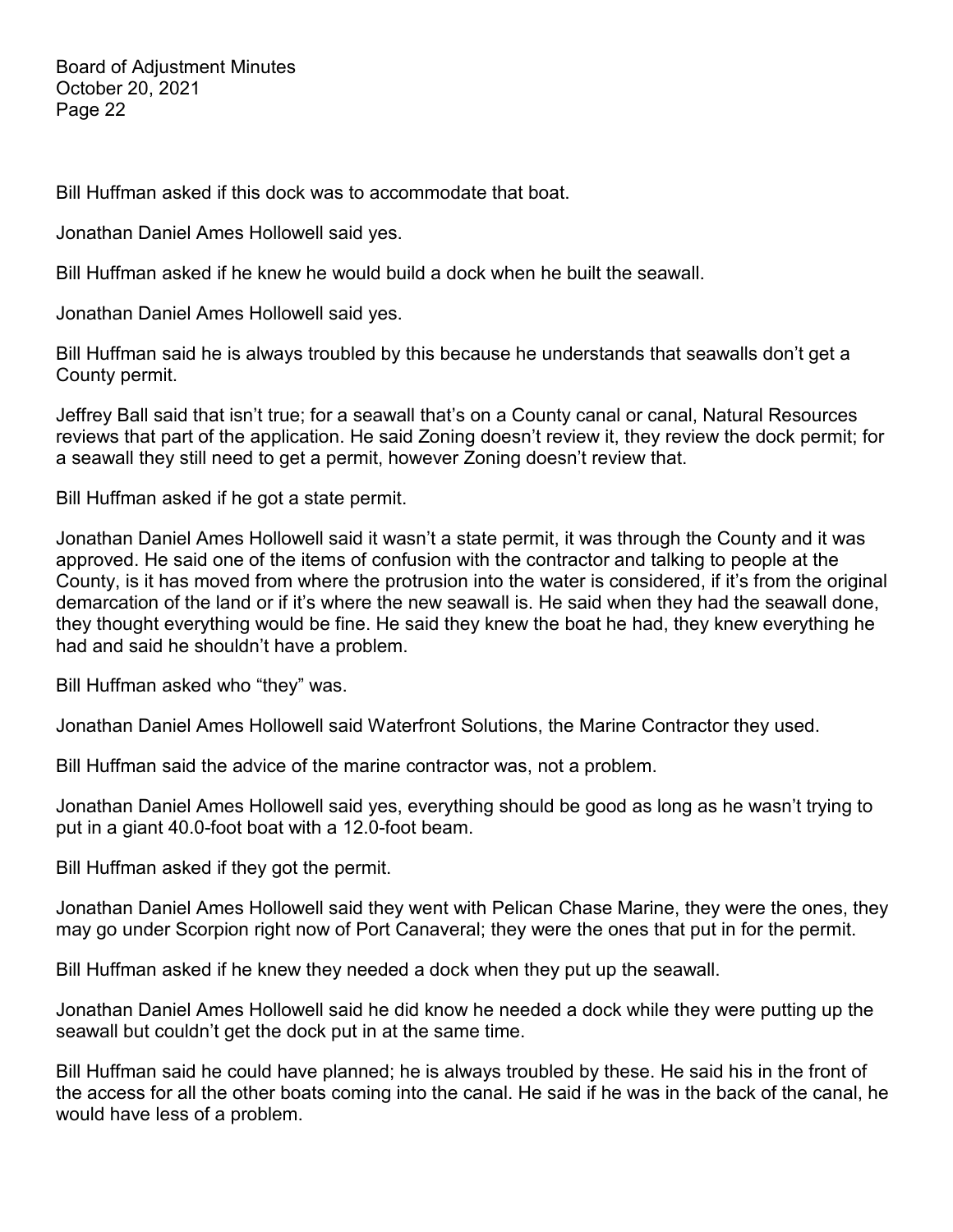Bill Huffman asked if this dock was to accommodate that boat.

Jonathan Daniel Ames Hollowell said yes.

Bill Huffman asked if he knew he would build a dock when he built the seawall.

Jonathan Daniel Ames Hollowell said yes.

Bill Huffman said he is always troubled by this because he understands that seawalls don't get a County permit.

Jeffrey Ball said that isn't true; for a seawall that's on a County canal or canal, Natural Resources reviews that part of the application. He said Zoning doesn't review it, they review the dock permit; for a seawall they still need to get a permit, however Zoning doesn't review that.

Bill Huffman asked if he got a state permit.

Jonathan Daniel Ames Hollowell said it wasn't a state permit, it was through the County and it was approved. He said one of the items of confusion with the contractor and talking to people at the County, is it has moved from where the protrusion into the water is considered, if it's from the original demarcation of the land or if it's where the new seawall is. He said when they had the seawall done, they thought everything would be fine. He said they knew the boat he had, they knew everything he had and said he shouldn't have a problem.

Bill Huffman asked who "they" was.

Jonathan Daniel Ames Hollowell said Waterfront Solutions, the Marine Contractor they used.

Bill Huffman said the advice of the marine contractor was, not a problem.

Jonathan Daniel Ames Hollowell said yes, everything should be good as long as he wasn't trying to put in a giant 40.0-foot boat with a 12.0-foot beam.

Bill Huffman asked if they got the permit.

Jonathan Daniel Ames Hollowell said they went with Pelican Chase Marine, they were the ones, they may go under Scorpion right now of Port Canaveral; they were the ones that put in for the permit.

Bill Huffman asked if he knew they needed a dock when they put up the seawall.

Jonathan Daniel Ames Hollowell said he did know he needed a dock while they were putting up the seawall but couldn't get the dock put in at the same time.

Bill Huffman said he could have planned; he is always troubled by these. He said his in the front of the access for all the other boats coming into the canal. He said if he was in the back of the canal, he would have less of a problem.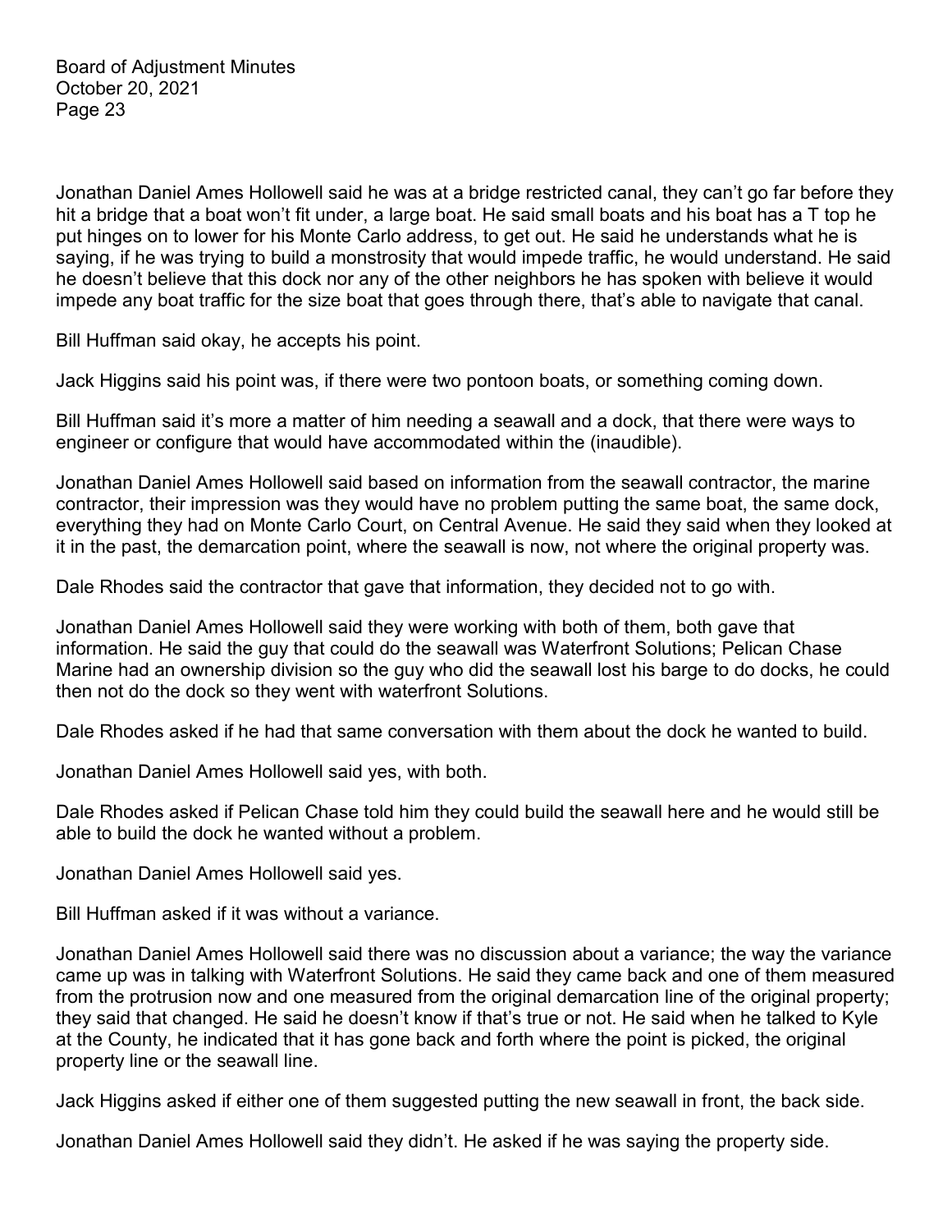Jonathan Daniel Ames Hollowell said he was at a bridge restricted canal, they can't go far before they hit a bridge that a boat won't fit under, a large boat. He said small boats and his boat has a T top he put hinges on to lower for his Monte Carlo address, to get out. He said he understands what he is saying, if he was trying to build a monstrosity that would impede traffic, he would understand. He said he doesn't believe that this dock nor any of the other neighbors he has spoken with believe it would impede any boat traffic for the size boat that goes through there, that's able to navigate that canal.

Bill Huffman said okay, he accepts his point.

Jack Higgins said his point was, if there were two pontoon boats, or something coming down.

Bill Huffman said it's more a matter of him needing a seawall and a dock, that there were ways to engineer or configure that would have accommodated within the (inaudible).

Jonathan Daniel Ames Hollowell said based on information from the seawall contractor, the marine contractor, their impression was they would have no problem putting the same boat, the same dock, everything they had on Monte Carlo Court, on Central Avenue. He said they said when they looked at it in the past, the demarcation point, where the seawall is now, not where the original property was.

Dale Rhodes said the contractor that gave that information, they decided not to go with.

Jonathan Daniel Ames Hollowell said they were working with both of them, both gave that information. He said the guy that could do the seawall was Waterfront Solutions; Pelican Chase Marine had an ownership division so the guy who did the seawall lost his barge to do docks, he could then not do the dock so they went with waterfront Solutions.

Dale Rhodes asked if he had that same conversation with them about the dock he wanted to build.

Jonathan Daniel Ames Hollowell said yes, with both.

Dale Rhodes asked if Pelican Chase told him they could build the seawall here and he would still be able to build the dock he wanted without a problem.

Jonathan Daniel Ames Hollowell said yes.

Bill Huffman asked if it was without a variance.

Jonathan Daniel Ames Hollowell said there was no discussion about a variance; the way the variance came up was in talking with Waterfront Solutions. He said they came back and one of them measured from the protrusion now and one measured from the original demarcation line of the original property; they said that changed. He said he doesn't know if that's true or not. He said when he talked to Kyle at the County, he indicated that it has gone back and forth where the point is picked, the original property line or the seawall line.

Jack Higgins asked if either one of them suggested putting the new seawall in front, the back side.

Jonathan Daniel Ames Hollowell said they didn't. He asked if he was saying the property side.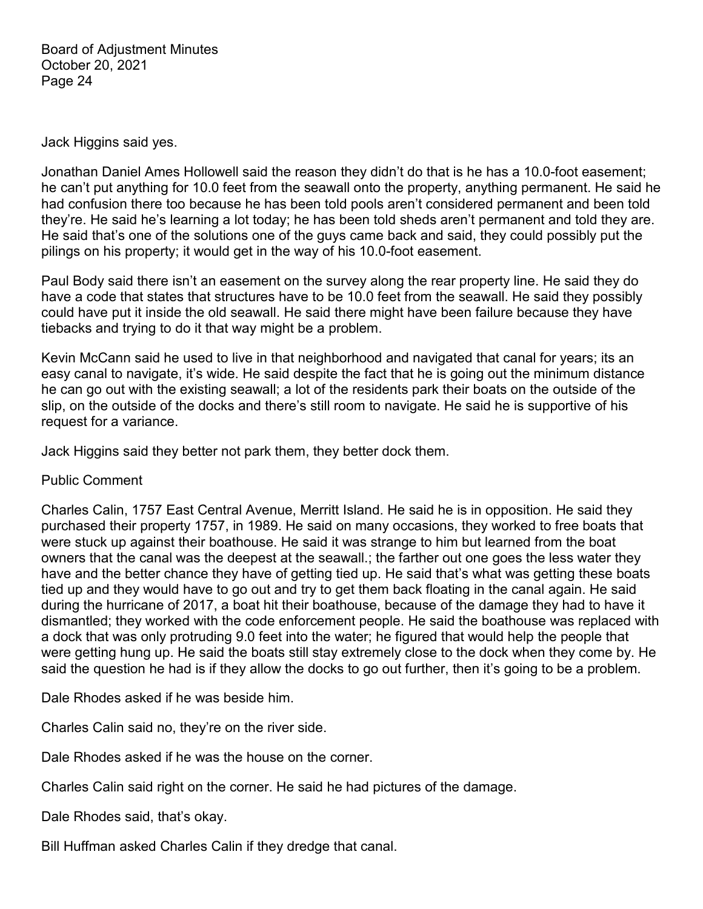Jack Higgins said yes.

Jonathan Daniel Ames Hollowell said the reason they didn't do that is he has a 10.0-foot easement; he can't put anything for 10.0 feet from the seawall onto the property, anything permanent. He said he had confusion there too because he has been told pools aren't considered permanent and been told they're. He said he's learning a lot today; he has been told sheds aren't permanent and told they are. He said that's one of the solutions one of the guys came back and said, they could possibly put the pilings on his property; it would get in the way of his 10.0-foot easement.

Paul Body said there isn't an easement on the survey along the rear property line. He said they do have a code that states that structures have to be 10.0 feet from the seawall. He said they possibly could have put it inside the old seawall. He said there might have been failure because they have tiebacks and trying to do it that way might be a problem.

Kevin McCann said he used to live in that neighborhood and navigated that canal for years; its an easy canal to navigate, it's wide. He said despite the fact that he is going out the minimum distance he can go out with the existing seawall; a lot of the residents park their boats on the outside of the slip, on the outside of the docks and there's still room to navigate. He said he is supportive of his request for a variance.

Jack Higgins said they better not park them, they better dock them.

Public Comment

Charles Calin, 1757 East Central Avenue, Merritt Island. He said he is in opposition. He said they purchased their property 1757, in 1989. He said on many occasions, they worked to free boats that were stuck up against their boathouse. He said it was strange to him but learned from the boat owners that the canal was the deepest at the seawall.; the farther out one goes the less water they have and the better chance they have of getting tied up. He said that's what was getting these boats tied up and they would have to go out and try to get them back floating in the canal again. He said during the hurricane of 2017, a boat hit their boathouse, because of the damage they had to have it dismantled; they worked with the code enforcement people. He said the boathouse was replaced with a dock that was only protruding 9.0 feet into the water; he figured that would help the people that were getting hung up. He said the boats still stay extremely close to the dock when they come by. He said the question he had is if they allow the docks to go out further, then it's going to be a problem.

Dale Rhodes asked if he was beside him.

Charles Calin said no, they're on the river side.

Dale Rhodes asked if he was the house on the corner.

Charles Calin said right on the corner. He said he had pictures of the damage.

Dale Rhodes said, that's okay.

Bill Huffman asked Charles Calin if they dredge that canal.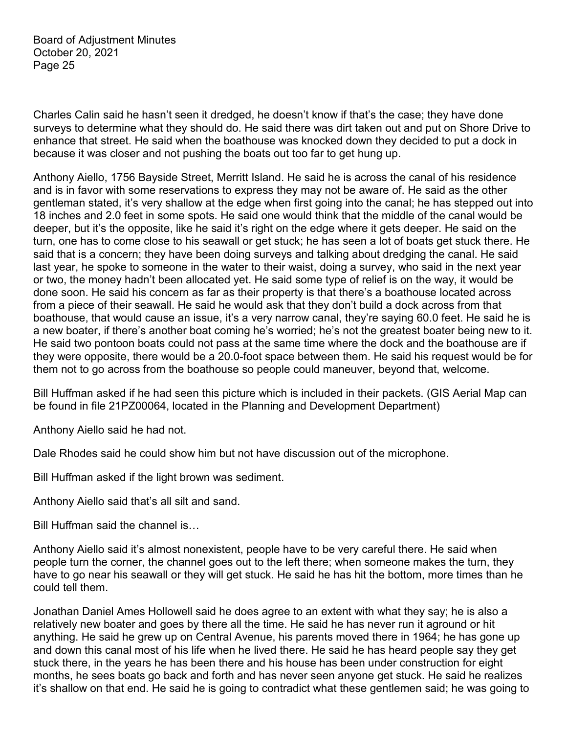Charles Calin said he hasn't seen it dredged, he doesn't know if that's the case; they have done surveys to determine what they should do. He said there was dirt taken out and put on Shore Drive to enhance that street. He said when the boathouse was knocked down they decided to put a dock in because it was closer and not pushing the boats out too far to get hung up.

Anthony Aiello, 1756 Bayside Street, Merritt Island. He said he is across the canal of his residence and is in favor with some reservations to express they may not be aware of. He said as the other gentleman stated, it's very shallow at the edge when first going into the canal; he has stepped out into 18 inches and 2.0 feet in some spots. He said one would think that the middle of the canal would be deeper, but it's the opposite, like he said it's right on the edge where it gets deeper. He said on the turn, one has to come close to his seawall or get stuck; he has seen a lot of boats get stuck there. He said that is a concern; they have been doing surveys and talking about dredging the canal. He said last year, he spoke to someone in the water to their waist, doing a survey, who said in the next year or two, the money hadn't been allocated yet. He said some type of relief is on the way, it would be done soon. He said his concern as far as their property is that there's a boathouse located across from a piece of their seawall. He said he would ask that they don't build a dock across from that boathouse, that would cause an issue, it's a very narrow canal, they're saying 60.0 feet. He said he is a new boater, if there's another boat coming he's worried; he's not the greatest boater being new to it. He said two pontoon boats could not pass at the same time where the dock and the boathouse are if they were opposite, there would be a 20.0-foot space between them. He said his request would be for them not to go across from the boathouse so people could maneuver, beyond that, welcome.

Bill Huffman asked if he had seen this picture which is included in their packets. (GIS Aerial Map can be found in file 21PZ00064, located in the Planning and Development Department)

Anthony Aiello said he had not.

Dale Rhodes said he could show him but not have discussion out of the microphone.

Bill Huffman asked if the light brown was sediment.

Anthony Aiello said that's all silt and sand.

Bill Huffman said the channel is…

Anthony Aiello said it's almost nonexistent, people have to be very careful there. He said when people turn the corner, the channel goes out to the left there; when someone makes the turn, they have to go near his seawall or they will get stuck. He said he has hit the bottom, more times than he could tell them.

Jonathan Daniel Ames Hollowell said he does agree to an extent with what they say; he is also a relatively new boater and goes by there all the time. He said he has never run it aground or hit anything. He said he grew up on Central Avenue, his parents moved there in 1964; he has gone up and down this canal most of his life when he lived there. He said he has heard people say they get stuck there, in the years he has been there and his house has been under construction for eight months, he sees boats go back and forth and has never seen anyone get stuck. He said he realizes it's shallow on that end. He said he is going to contradict what these gentlemen said; he was going to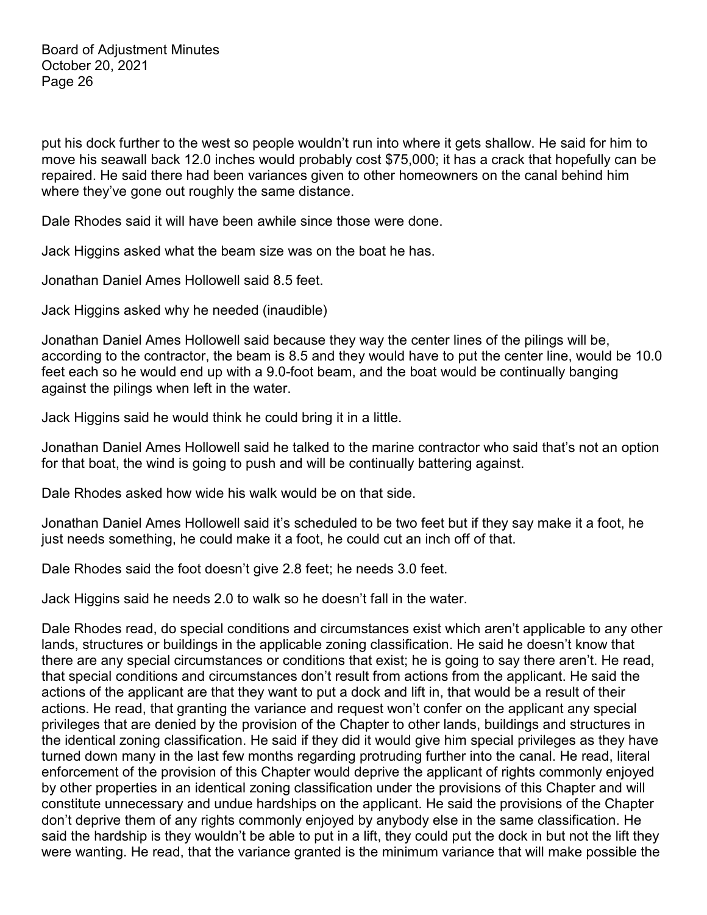put his dock further to the west so people wouldn't run into where it gets shallow. He said for him to move his seawall back 12.0 inches would probably cost $75,000; it has a crack that hopefully can be repaired. He said there had been variances given to other homeowners on the canal behind him where they've gone out roughly the same distance.

Dale Rhodes said it will have been awhile since those were done.

Jack Higgins asked what the beam size was on the boat he has.

Jonathan Daniel Ames Hollowell said 8.5 feet.

Jack Higgins asked why he needed (inaudible)

Jonathan Daniel Ames Hollowell said because they way the center lines of the pilings will be, according to the contractor, the beam is 8.5 and they would have to put the center line, would be 10.0 feet each so he would end up with a 9.0-foot beam, and the boat would be continually banging against the pilings when left in the water.

Jack Higgins said he would think he could bring it in a little.

Jonathan Daniel Ames Hollowell said he talked to the marine contractor who said that's not an option for that boat, the wind is going to push and will be continually battering against.

Dale Rhodes asked how wide his walk would be on that side.

Jonathan Daniel Ames Hollowell said it's scheduled to be two feet but if they say make it a foot, he just needs something, he could make it a foot, he could cut an inch off of that.

Dale Rhodes said the foot doesn't give 2.8 feet; he needs 3.0 feet.

Jack Higgins said he needs 2.0 to walk so he doesn't fall in the water.

Dale Rhodes read, do special conditions and circumstances exist which aren't applicable to any other lands, structures or buildings in the applicable zoning classification. He said he doesn't know that there are any special circumstances or conditions that exist; he is going to say there aren't. He read, that special conditions and circumstances don't result from actions from the applicant. He said the actions of the applicant are that they want to put a dock and lift in, that would be a result of their actions. He read, that granting the variance and request won't confer on the applicant any special privileges that are denied by the provision of the Chapter to other lands, buildings and structures in the identical zoning classification. He said if they did it would give him special privileges as they have turned down many in the last few months regarding protruding further into the canal. He read, literal enforcement of the provision of this Chapter would deprive the applicant of rights commonly enjoyed by other properties in an identical zoning classification under the provisions of this Chapter and will constitute unnecessary and undue hardships on the applicant. He said the provisions of the Chapter don't deprive them of any rights commonly enjoyed by anybody else in the same classification. He said the hardship is they wouldn't be able to put in a lift, they could put the dock in but not the lift they were wanting. He read, that the variance granted is the minimum variance that will make possible the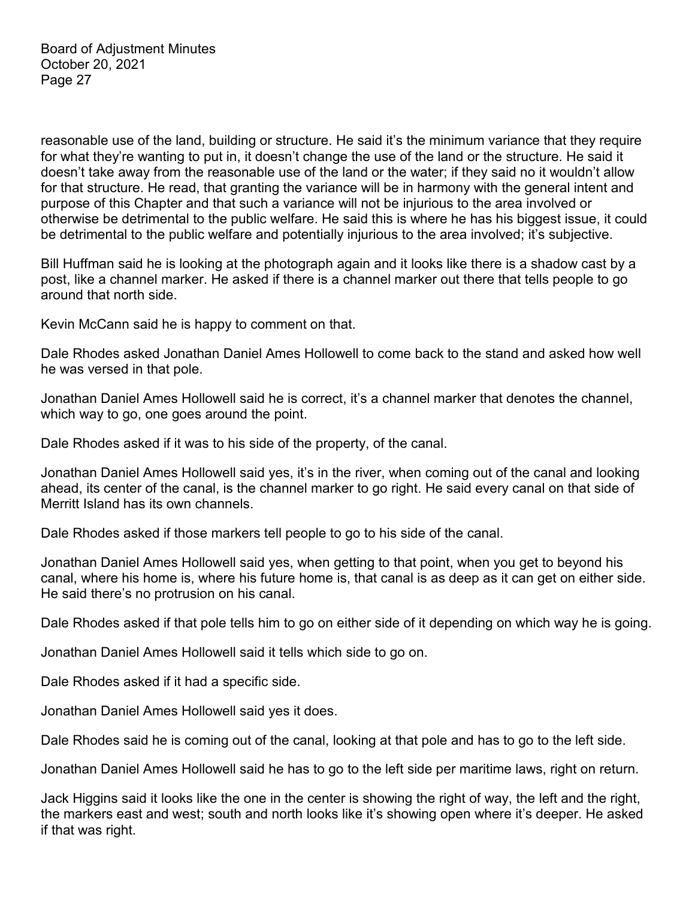reasonable use of the land, building or structure. He said it's the minimum variance that they require for what they're wanting to put in, it doesn't change the use of the land or the structure. He said it doesn't take away from the reasonable use of the land or the water; if they said no it wouldn't allow for that structure. He read, that granting the variance will be in harmony with the general intent and purpose of this Chapter and that such a variance will not be injurious to the area involved or otherwise be detrimental to the public welfare. He said this is where he has his biggest issue, it could be detrimental to the public welfare and potentially injurious to the area involved; it's subjective.

Bill Huffman said he is looking at the photograph again and it looks like there is a shadow cast by a post, like a channel marker. He asked if there is a channel marker out there that tells people to go around that north side.

Kevin McCann said he is happy to comment on that.

Dale Rhodes asked Jonathan Daniel Ames Hollowell to come back to the stand and asked how well he was versed in that pole.

Jonathan Daniel Ames Hollowell said he is correct, it's a channel marker that denotes the channel, which way to go, one goes around the point.

Dale Rhodes asked if it was to his side of the property, of the canal.

Jonathan Daniel Ames Hollowell said yes, it's in the river, when coming out of the canal and looking ahead, its center of the canal, is the channel marker to go right. He said every canal on that side of Merritt Island has its own channels.

Dale Rhodes asked if those markers tell people to go to his side of the canal.

Jonathan Daniel Ames Hollowell said yes, when getting to that point, when you get to beyond his canal, where his home is, where his future home is, that canal is as deep as it can get on either side. He said there's no protrusion on his canal.

Dale Rhodes asked if that pole tells him to go on either side of it depending on which way he is going.

Jonathan Daniel Ames Hollowell said it tells which side to go on.

Dale Rhodes asked if it had a specific side.

Jonathan Daniel Ames Hollowell said yes it does.

Dale Rhodes said he is coming out of the canal, looking at that pole and has to go to the left side.

Jonathan Daniel Ames Hollowell said he has to go to the left side per maritime laws, right on return.

Jack Higgins said it looks like the one in the center is showing the right of way, the left and the right, the markers east and west; south and north looks like it's showing open where it's deeper. He asked if that was right.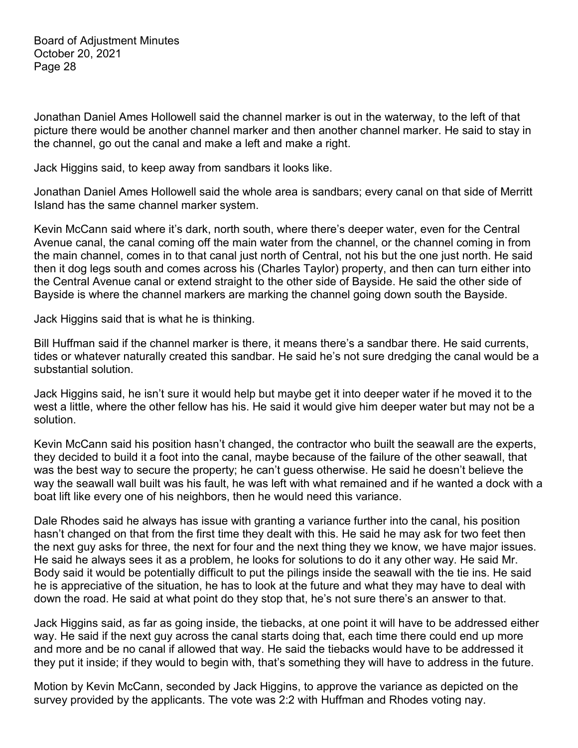Jonathan Daniel Ames Hollowell said the channel marker is out in the waterway, to the left of that picture there would be another channel marker and then another channel marker. He said to stay in the channel, go out the canal and make a left and make a right.

Jack Higgins said, to keep away from sandbars it looks like.

Jonathan Daniel Ames Hollowell said the whole area is sandbars; every canal on that side of Merritt Island has the same channel marker system.

Kevin McCann said where it's dark, north south, where there's deeper water, even for the Central Avenue canal, the canal coming off the main water from the channel, or the channel coming in from the main channel, comes in to that canal just north of Central, not his but the one just north. He said then it dog legs south and comes across his (Charles Taylor) property, and then can turn either into the Central Avenue canal or extend straight to the other side of Bayside. He said the other side of Bayside is where the channel markers are marking the channel going down south the Bayside.

Jack Higgins said that is what he is thinking.

Bill Huffman said if the channel marker is there, it means there's a sandbar there. He said currents, tides or whatever naturally created this sandbar. He said he's not sure dredging the canal would be a substantial solution.

Jack Higgins said, he isn't sure it would help but maybe get it into deeper water if he moved it to the west a little, where the other fellow has his. He said it would give him deeper water but may not be a solution.

Kevin McCann said his position hasn't changed, the contractor who built the seawall are the experts, they decided to build it a foot into the canal, maybe because of the failure of the other seawall, that was the best way to secure the property; he can't guess otherwise. He said he doesn't believe the way the seawall wall built was his fault, he was left with what remained and if he wanted a dock with a boat lift like every one of his neighbors, then he would need this variance.

Dale Rhodes said he always has issue with granting a variance further into the canal, his position hasn't changed on that from the first time they dealt with this. He said he may ask for two feet then the next guy asks for three, the next for four and the next thing they we know, we have major issues. He said he always sees it as a problem, he looks for solutions to do it any other way. He said Mr. Body said it would be potentially difficult to put the pilings inside the seawall with the tie ins. He said he is appreciative of the situation, he has to look at the future and what they may have to deal with down the road. He said at what point do they stop that, he's not sure there's an answer to that.

Jack Higgins said, as far as going inside, the tiebacks, at one point it will have to be addressed either way. He said if the next guy across the canal starts doing that, each time there could end up more and more and be no canal if allowed that way. He said the tiebacks would have to be addressed it they put it inside; if they would to begin with, that's something they will have to address in the future.

Motion by Kevin McCann, seconded by Jack Higgins, to approve the variance as depicted on the survey provided by the applicants. The vote was 2:2 with Huffman and Rhodes voting nay.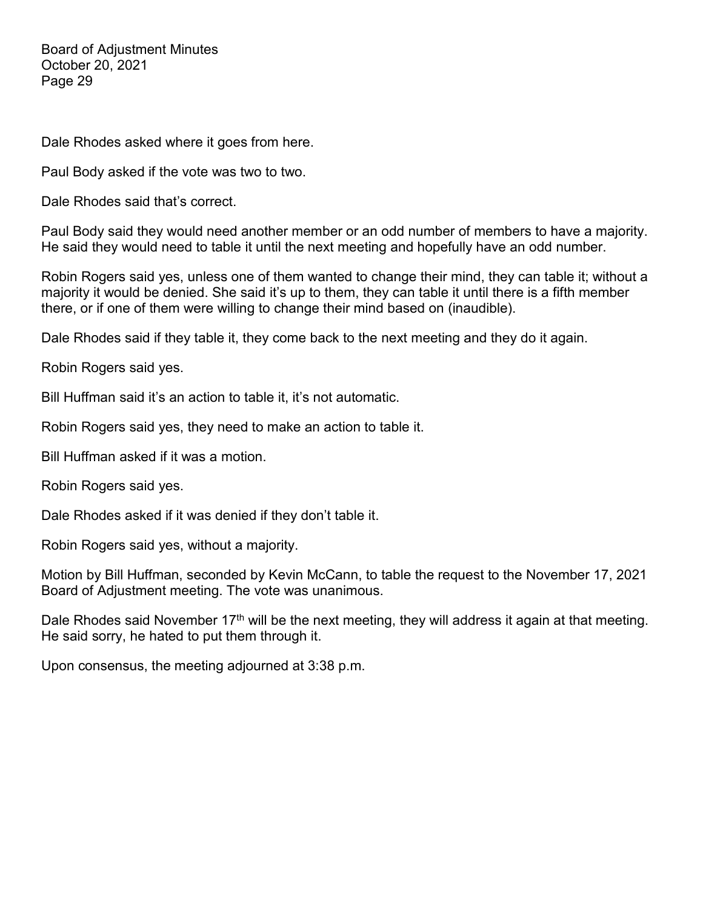Dale Rhodes asked where it goes from here.

Paul Body asked if the vote was two to two.

Dale Rhodes said that's correct.

Paul Body said they would need another member or an odd number of members to have a majority. He said they would need to table it until the next meeting and hopefully have an odd number.

Robin Rogers said yes, unless one of them wanted to change their mind, they can table it; without a majority it would be denied. She said it's up to them, they can table it until there is a fifth member there, or if one of them were willing to change their mind based on (inaudible).

Dale Rhodes said if they table it, they come back to the next meeting and they do it again.

Robin Rogers said yes.

Bill Huffman said it's an action to table it, it's not automatic.

Robin Rogers said yes, they need to make an action to table it.

Bill Huffman asked if it was a motion.

Robin Rogers said yes.

Dale Rhodes asked if it was denied if they don't table it.

Robin Rogers said yes, without a majority.

Motion by Bill Huffman, seconded by Kevin McCann, to table the request to the November 17, 2021 Board of Adjustment meeting. The vote was unanimous.

Dale Rhodes said November 17th will be the next meeting, they will address it again at that meeting. He said sorry, he hated to put them through it.

Upon consensus, the meeting adjourned at 3:38 p.m.